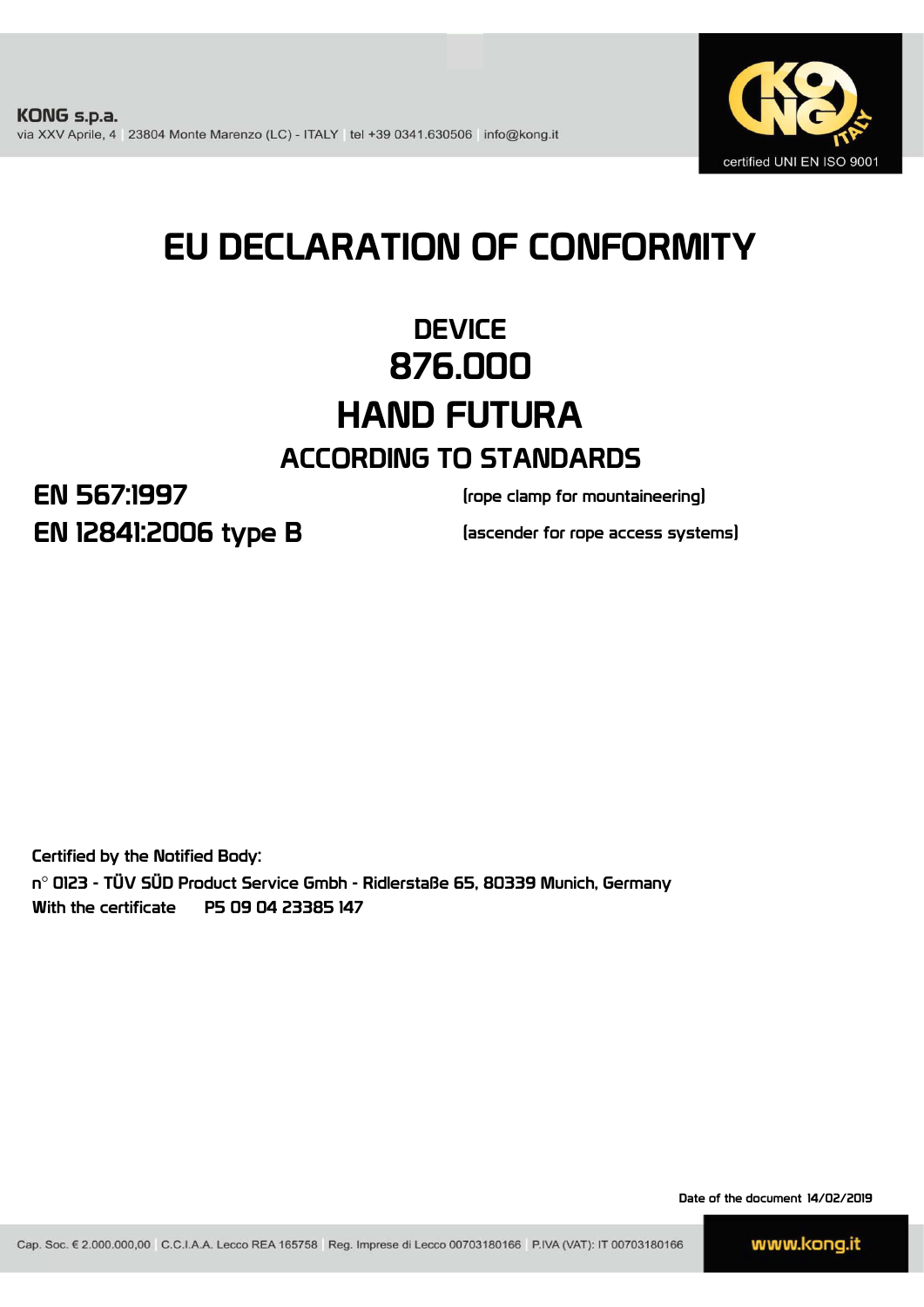**KONG s.p.a.**
via XXV Aprile, 4 | 23804 Monte Marenzo (LC) - ITALY | tel +39 0341.630506 | info@kong.it

certified UNI EN ISO 9001

# EU DECLARATION OF CONFORMITY

## DEVICE
## 876.000
## HAND FUTURA

### ACCORDING TO STANDARDS

| | |
|---|---|
| **EN 567:1997** | (rope clamp for mountaineering) |
| **EN 12841:2006 type B** | (ascender for rope access systems) |

Certified by the Notified Body:
n° 0123 - TÜV SÜD Product Service Gmbh - Ridlerstaße 65, 80339 Munich, Germany
With the certificate P5 09 04 23385 147

Date of the document 14/02/2019

Cap. Soc. € 2.000.000,00 | C.C.I.A.A. Lecco REA 165758 | Reg. Imprese di Lecco 00703180166 | P.IVA (VAT): IT 00703180166

www.kong.it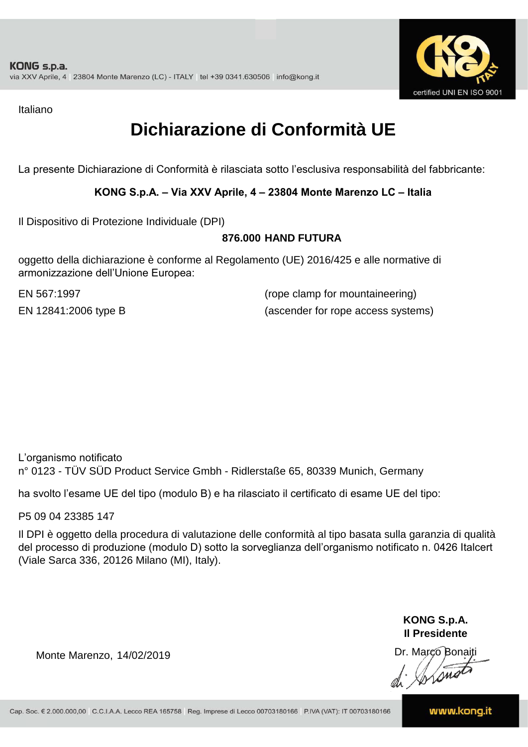KONG s.p.a.
via XXV Aprile, 4 | 23804 Monte Marenzo (LC) - ITALY | tel +39 0341.630506 | info@kong.it

certified UNI EN ISO 9001

Italiano

# Dichiarazione di Conformità UE

La presente Dichiarazione di Conformità è rilasciata sotto l’esclusiva responsabilità del fabbricante:

**KONG S.p.A. – Via XXV Aprile, 4 – 23804 Monte Marenzo LC – Italia**

Il Dispositivo di Protezione Individuale (DPI)

**876.000 HAND FUTURA**

oggetto della dichiarazione è conforme al Regolamento (UE) 2016/425 e alle normative di armonizzazione dell’Unione Europea:

EN 567:1997 (rope clamp for mountaineering)

EN 12841:2006 type B (ascender for rope access systems)

L’organismo notificato
n° 0123 - TÜV SÜD Product Service Gmbh - Ridlerstaße 65, 80339 Munich, Germany

ha svolto l’esame UE del tipo (modulo B) e ha rilasciato il certificato di esame UE del tipo:

P5 09 04 23385 147

Il DPI è oggetto della procedura di valutazione delle conformità al tipo basata sulla garanzia di qualità del processo di produzione (modulo D) sotto la sorveglianza dell’organismo notificato n. 0426 Italcert (Viale Sarca 336, 20126 Milano (MI), Italy).

**KONG S.p.A.**
**Il Presidente**

Monte Marenzo, 14/02/2019

Dr. Marco Bonaiti

Cap. Soc. € 2.000.000,00 | C.C.I.A.A. Lecco REA 165758 | Reg. Imprese di Lecco 00703180166 | P.IVA (VAT): IT 00703180166

www.kong.it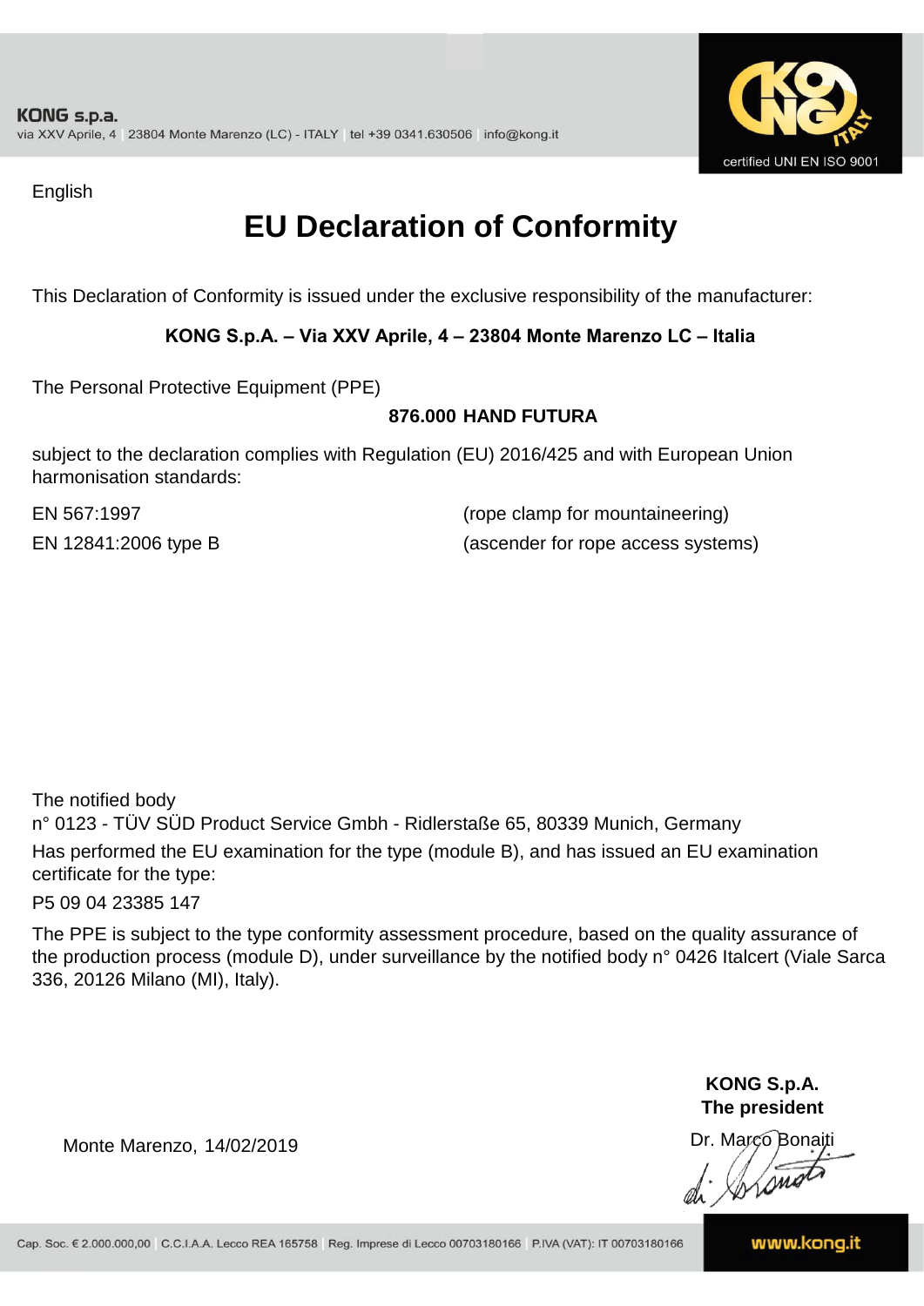English

# EU Declaration of Conformity

This Declaration of Conformity is issued under the exclusive responsibility of the manufacturer:

**KONG S.p.A. – Via XXV Aprile, 4 – 23804 Monte Marenzo LC – Italia**

The Personal Protective Equipment (PPE)

**876.000 HAND FUTURA**

subject to the declaration complies with Regulation (EU) 2016/425 and with European Union harmonisation standards:

| | |
|---|---|
| EN 567:1997 | (rope clamp for mountaineering) |
| EN 12841:2006 type B | (ascender for rope access systems) |

The notified body
n° 0123 - TÜV SÜD Product Service Gmbh - Ridlerstaße 65, 80339 Munich, Germany
Has performed the EU examination for the type (module B), and has issued an EU examination certificate for the type:

P5 09 04 23385 147

The PPE is subject to the type conformity assessment procedure, based on the quality assurance of the production process (module D), under surveillance by the notified body n° 0426 Italcert (Viale Sarca 336, 20126 Milano (MI), Italy).

Monte Marenzo, 14/02/2019

**KONG S.p.A.**
**The president**
Dr. Marco Bonaiti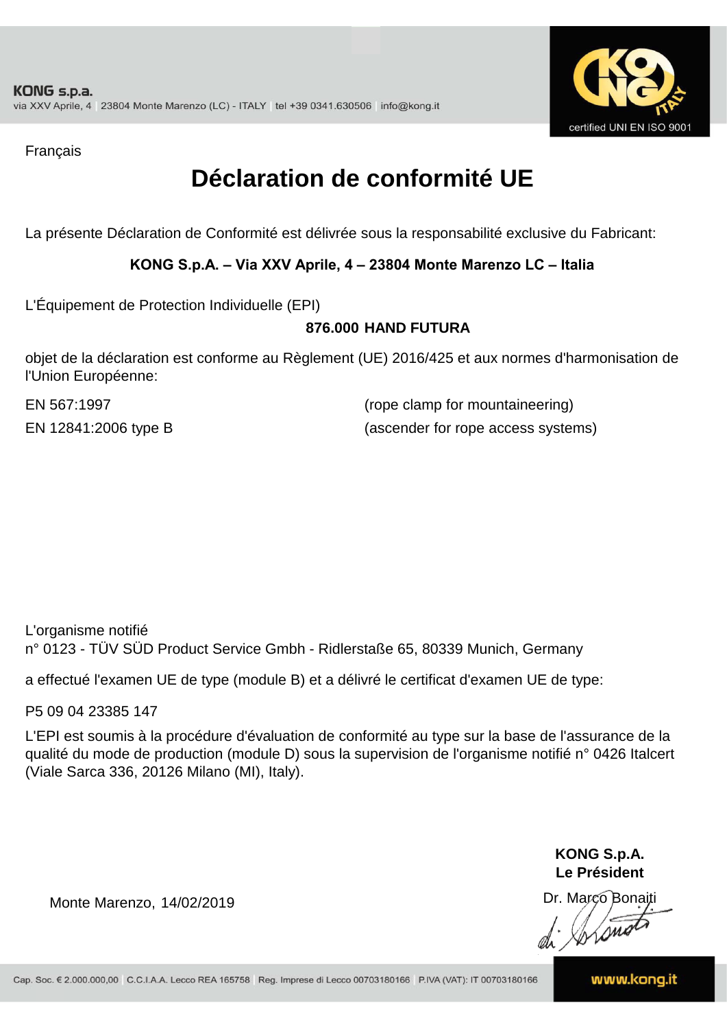Français

# Déclaration de conformité UE

La présente Déclaration de Conformité est délivrée sous la responsabilité exclusive du Fabricant:

**KONG S.p.A. – Via XXV Aprile, 4 – 23804 Monte Marenzo LC – Italia**

L'Équipement de Protection Individuelle (EPI)

**876.000 HAND FUTURA**

objet de la déclaration est conforme au Règlement (UE) 2016/425 et aux normes d'harmonisation de l'Union Européenne:

| | |
|---|---|
| EN 567:1997 | (rope clamp for mountaineering) |
| EN 12841:2006 type B | (ascender for rope access systems) |

L'organisme notifié
n° 0123 - TÜV SÜD Product Service Gmbh - Ridlerstaße 65, 80339 Munich, Germany

a effectué l'examen UE de type (module B) et a délivré le certificat d'examen UE de type:

P5 09 04 23385 147

L'EPI est soumis à la procédure d'évaluation de conformité au type sur la base de l'assurance de la qualité du mode de production (module D) sous la supervision de l'organisme notifié n° 0426 Italcert (Viale Sarca 336, 20126 Milano (MI), Italy).

Monte Marenzo, 14/02/2019

**KONG S.p.A.**
**Le Président**
Dr. Marco Bonaiti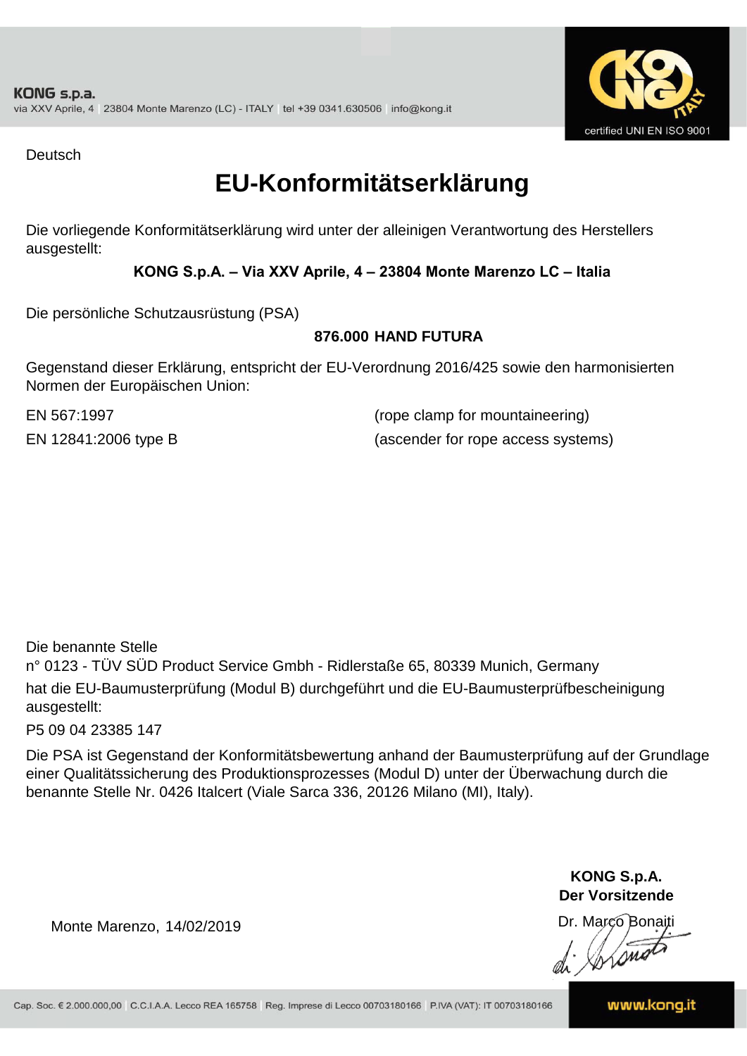KONG s.p.a.
via XXV Aprile, 4 | 23804 Monte Marenzo (LC) - ITALY | tel +39 0341.630506 | info@kong.it

certified UNI EN ISO 9001

Deutsch

# EU-Konformitätserklärung

Die vorliegende Konformitätserklärung wird unter der alleinigen Verantwortung des Herstellers ausgestellt:

**KONG S.p.A. – Via XXV Aprile, 4 – 23804 Monte Marenzo LC – Italia**

Die persönliche Schutzausrüstung (PSA)

**876.000 HAND FUTURA**

Gegenstand dieser Erklärung, entspricht der EU-Verordnung 2016/425 sowie den harmonisierten Normen der Europäischen Union:

| | |
|---|---|
| EN 567:1997 | (rope clamp for mountaineering) |
| EN 12841:2006 type B | (ascender for rope access systems) |

Die benannte Stelle
n° 0123 - TÜV SÜD Product Service Gmbh - Ridlerstaße 65, 80339 Munich, Germany
hat die EU-Baumusterprüfung (Modul B) durchgeführt und die EU-Baumusterprüfbescheinigung ausgestellt:

P5 09 04 23385 147

Die PSA ist Gegenstand der Konformitätsbewertung anhand der Baumusterprüfung auf der Grundlage einer Qualitätssicherung des Produktionsprozesses (Modul D) unter der Überwachung durch die benannte Stelle Nr. 0426 Italcert (Viale Sarca 336, 20126 Milano (MI), Italy).

Monte Marenzo, 14/02/2019

**KONG S.p.A.**
**Der Vorsitzende**
Dr. Marco Bonaiti

Cap. Soc. € 2.000.000,00 | C.C.I.A.A. Lecco REA 165758 | Reg. Imprese di Lecco 00703180166 | P.IVA (VAT): IT 00703180166 | www.kong.it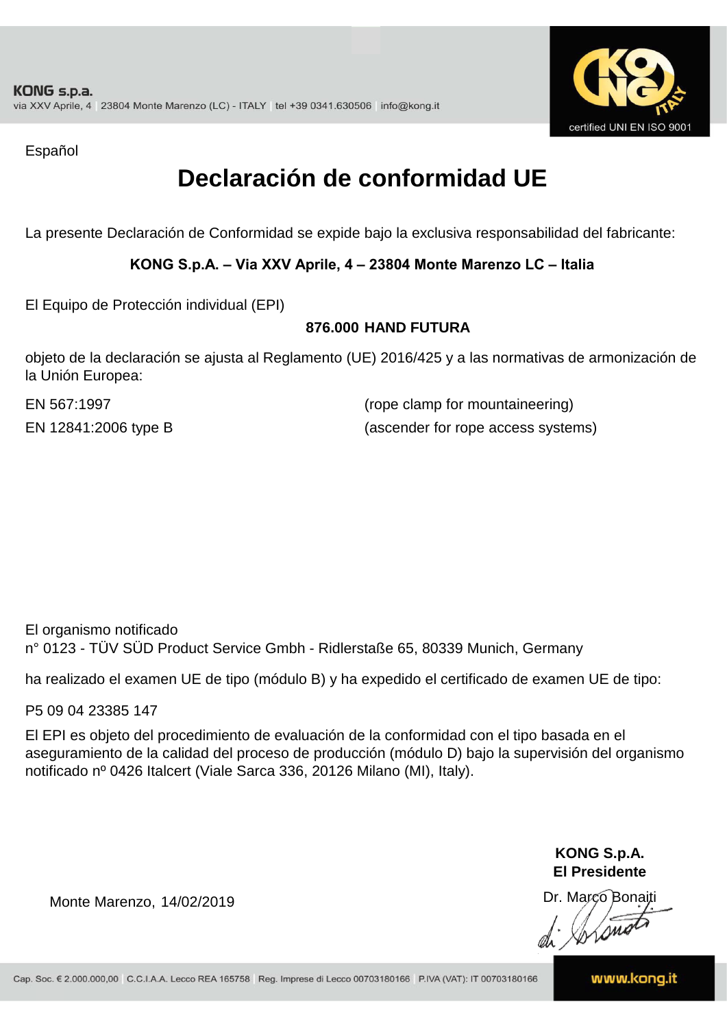Español

# Declaración de conformidad UE

La presente Declaración de Conformidad se expide bajo la exclusiva responsabilidad del fabricante:

**KONG S.p.A. – Via XXV Aprile, 4 – 23804 Monte Marenzo LC – Italia**

El Equipo de Protección individual (EPI)

**876.000 HAND FUTURA**

objeto de la declaración se ajusta al Reglamento (UE) 2016/425 y a las normativas de armonización de la Unión Europea:

| | |
|---|---|
| EN 567:1997 | (rope clamp for mountaineering) |
| EN 12841:2006 type B | (ascender for rope access systems) |

El organismo notificado
n° 0123 - TÜV SÜD Product Service Gmbh - Ridlerstaße 65, 80339 Munich, Germany

ha realizado el examen UE de tipo (módulo B) y ha expedido el certificado de examen UE de tipo:

P5 09 04 23385 147

El EPI es objeto del procedimiento de evaluación de la conformidad con el tipo basada en el aseguramiento de la calidad del proceso de producción (módulo D) bajo la supervisión del organismo notificado nº 0426 Italcert (Viale Sarca 336, 20126 Milano (MI), Italy).

Monte Marenzo, 14/02/2019

**KONG S.p.A.**
**El Presidente**
Dr. Marco Bonaiti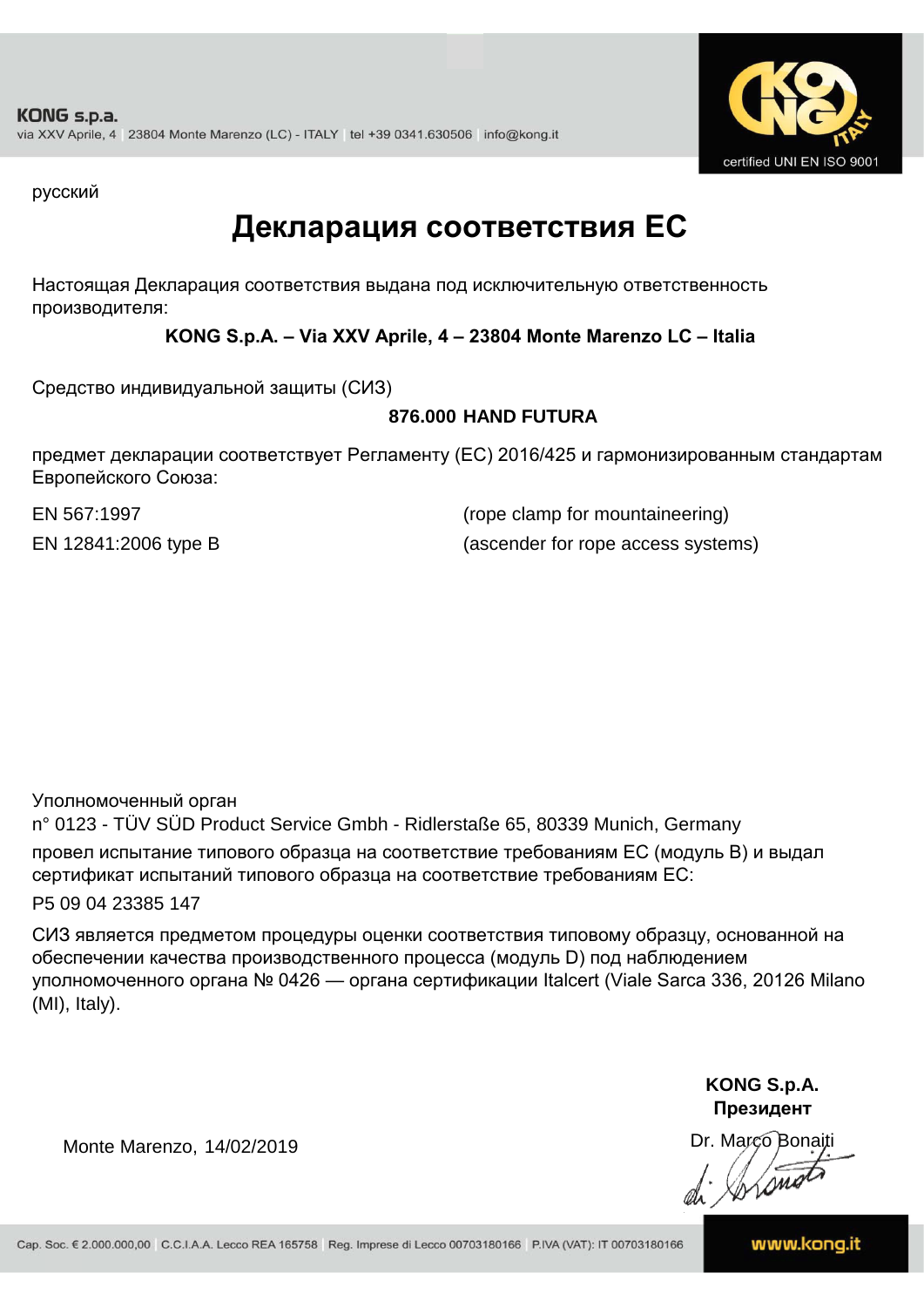русский

# Декларация соответствия ЕС

Настоящая Декларация соответствия выдана под исключительную ответственность производителя:

**KONG S.p.A. – Via XXV Aprile, 4 – 23804 Monte Marenzo LC – Italia**

Средство индивидуальной защиты (СИЗ)

**876.000 HAND FUTURA**

предмет декларации соответствует Регламенту (ЕС) 2016/425 и гармонизированным стандартам Европейского Союза:

| | |
|---|---|
| EN 567:1997 | (rope clamp for mountaineering) |
| EN 12841:2006 type B | (ascender for rope access systems) |

Уполномоченный орган
n° 0123 - TÜV SÜD Product Service Gmbh - Ridlerstaße 65, 80339 Munich, Germany
провел испытание типового образца на соответствие требованиям ЕС (модуль B) и выдал сертификат испытаний типового образца на соответствие требованиям ЕС:
P5 09 04 23385 147

СИЗ является предметом процедуры оценки соответствия типовому образцу, основанной на обеспечении качества производственного процесса (модуль D) под наблюдением уполномоченного органа № 0426 — органа сертификации Italcert (Viale Sarca 336, 20126 Milano (MI), Italy).

Monte Marenzo, 14/02/2019

**KONG S.p.A.**
**Президент**
Dr. Marco Bonaiti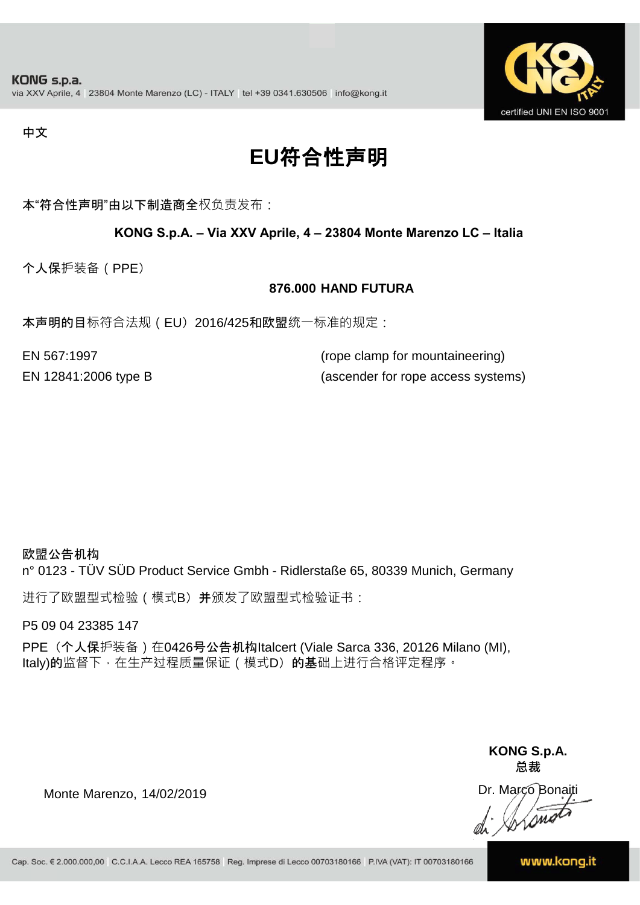KONG s.p.a.
via XXV Aprile, 4 | 23804 Monte Marenzo (LC) - ITALY | tel +39 0341.630506 | info@kong.it

certified UNI EN ISO 9001

中文

# EU符合性声明

本"符合性声明"由以下制造商全权负责发布：

**KONG S.p.A. – Via XXV Aprile, 4 – 23804 Monte Marenzo LC – Italia**

个人保护装备（PPE）

**876.000 HAND FUTURA**

本声明的目标符合法规（EU）2016/425和欧盟统一标准的规定：

EN 567:1997 (rope clamp for mountaineering)
EN 12841:2006 type B (ascender for rope access systems)

**欧盟公告机构**
n° 0123 - TÜV SÜD Product Service Gmbh - Ridlerstaße 65, 80339 Munich, Germany

进行了欧盟型式检验（模式B）并颁发了欧盟型式检验证书：

P5 09 04 23385 147

PPE（个人保护装备）在0426号公告机构Italcert (Viale Sarca 336, 20126 Milano (MI), Italy)的监督下，在生产过程质量保证（模式D）的基础上进行合格评定程序。

**KONG S.p.A.**
**总裁**

Monte Marenzo, 14/02/2019

Dr. Marco Bonaiti

Cap. Soc. € 2.000.000,00 | C.C.I.A.A. Lecco REA 165758 | Reg. Imprese di Lecco 00703180166 | P.IVA (VAT): IT 00703180166

www.kong.it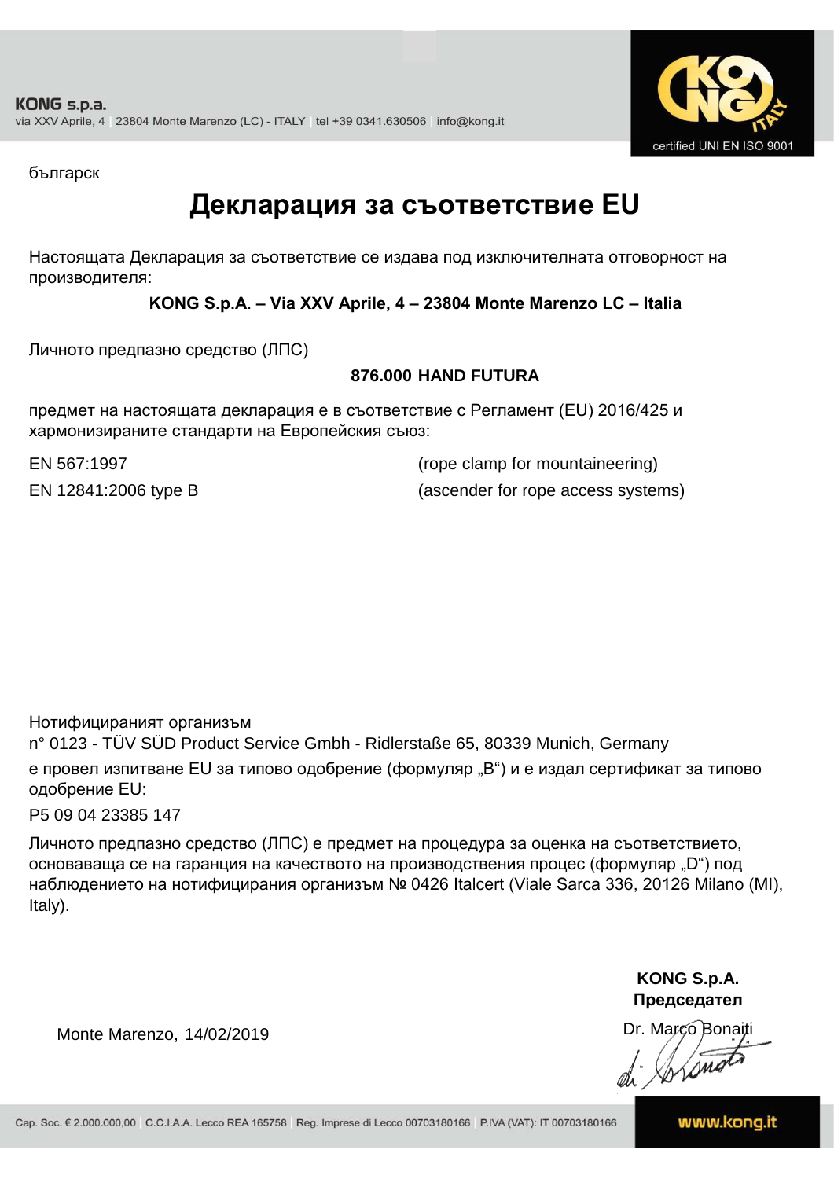KONG s.p.a.
via XXV Aprile, 4 | 23804 Monte Marenzo (LC) - ITALY | tel +39 0341.630506 | info@kong.it

certified UNI EN ISO 9001

българск

# Декларация за съответствие EU

Настоящата Декларация за съответствие се издава под изключителната отговорност на производителя:

**KONG S.p.A. – Via XXV Aprile, 4 – 23804 Monte Marenzo LC – Italia**

Личното предпазно средство (ЛПС)

**876.000 HAND FUTURA**

предмет на настоящата декларация е в съответствие с Регламент (EU) 2016/425 и хармонизираните стандарти на Европейския съюз:

| | |
|---|---|
| EN 567:1997 | (rope clamp for mountaineering) |
| EN 12841:2006 type B | (ascender for rope access systems) |

Нотифицираният организъм
n° 0123 - TÜV SÜD Product Service Gmbh - Ridlerstaße 65, 80339 Munich, Germany
е провел изпитване EU за типово одобрение (формуляр „B“) и е издал сертификат за типово одобрение EU:

P5 09 04 23385 147

Личното предпазно средство (ЛПС) е предмет на процедура за оценка на съответствието, основаваща се на гаранция на качеството на производствения процес (формуляр „D“) под наблюдението на нотифицирания организъм № 0426 Italcert (Viale Sarca 336, 20126 Milano (MI), Italy).

Monte Marenzo, 14/02/2019

**KONG S.p.A.**
**Председател**
Dr. Marco Bonaiti

Cap. Soc. € 2.000.000,00 | C.C.I.A.A. Lecco REA 165758 | Reg. Imprese di Lecco 00703180166 | P.IVA (VAT): IT 00703180166

www.kong.it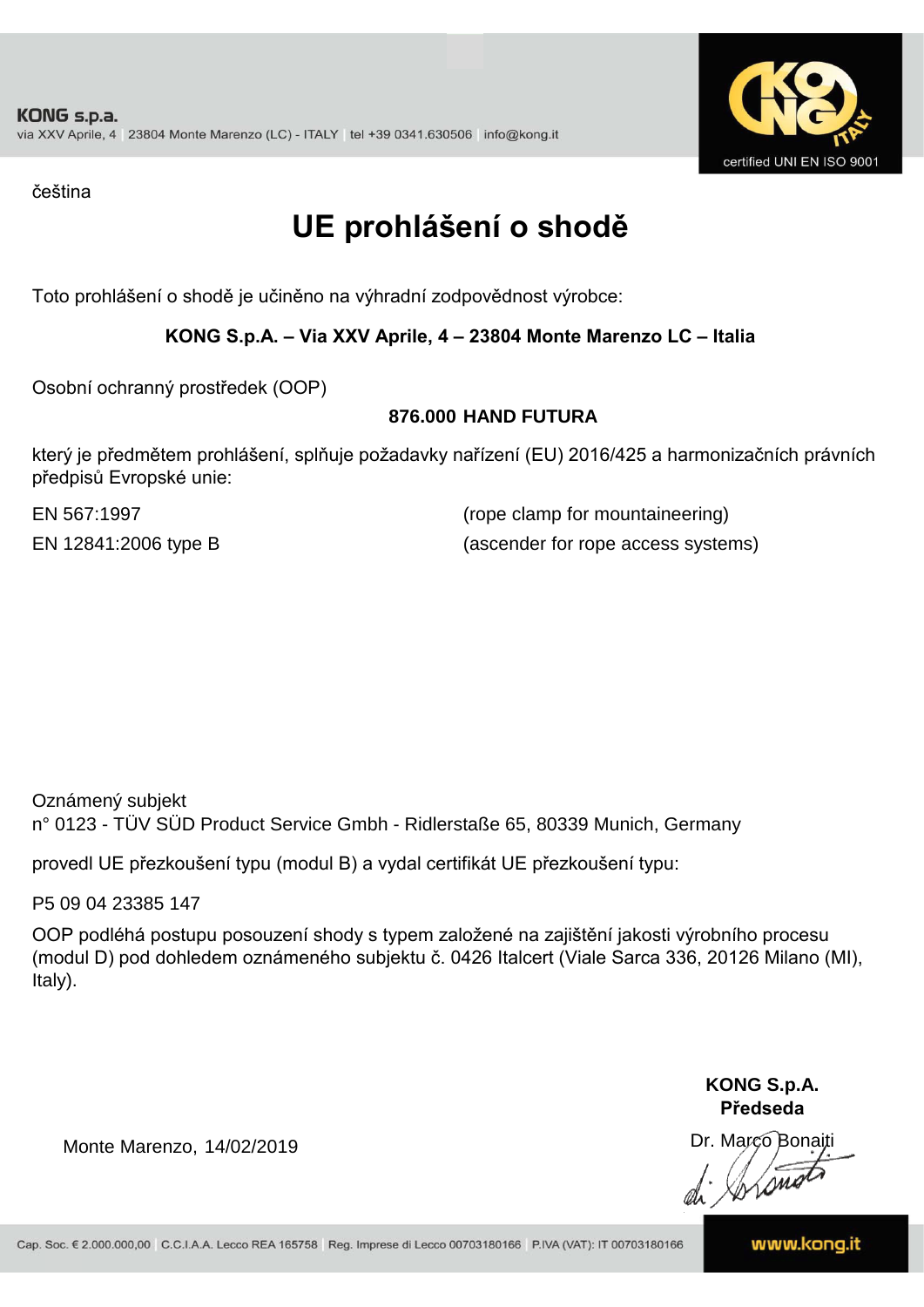KONG s.p.a.
via XXV Aprile, 4 | 23804 Monte Marenzo (LC) - ITALY | tel +39 0341.630506 | info@kong.it

certified UNI EN ISO 9001

čeština

# UE prohlášení o shodě

Toto prohlášení o shodě je učiněno na výhradní zodpovědnost výrobce:

**KONG S.p.A. – Via XXV Aprile, 4 – 23804 Monte Marenzo LC – Italia**

Osobní ochranný prostředek (OOP)

**876.000 HAND FUTURA**

který je předmětem prohlášení, splňuje požadavky nařízení (EU) 2016/425 a harmonizačních právních předpisů Evropské unie:

| | |
|---|---|
| EN 567:1997 | (rope clamp for mountaineering) |
| EN 12841:2006 type B | (ascender for rope access systems) |

Oznámený subjekt
n° 0123 - TÜV SÜD Product Service Gmbh - Ridlerstaße 65, 80339 Munich, Germany

provedl UE přezkoušení typu (modul B) a vydal certifikát UE přezkoušení typu:

P5 09 04 23385 147

OOP podléhá postupu posouzení shody s typem založené na zajištění jakosti výrobního procesu (modul D) pod dohledem oznámeného subjektu č. 0426 Italcert (Viale Sarca 336, 20126 Milano (MI), Italy).

Monte Marenzo, 14/02/2019

**KONG S.p.A.**
**Předseda**
Dr. Marco Bonaiti

Cap. Soc. € 2.000.000,00 | C.C.I.A.A. Lecco REA 165758 | Reg. Imprese di Lecco 00703180166 | P.IVA (VAT): IT 00703180166

www.kong.it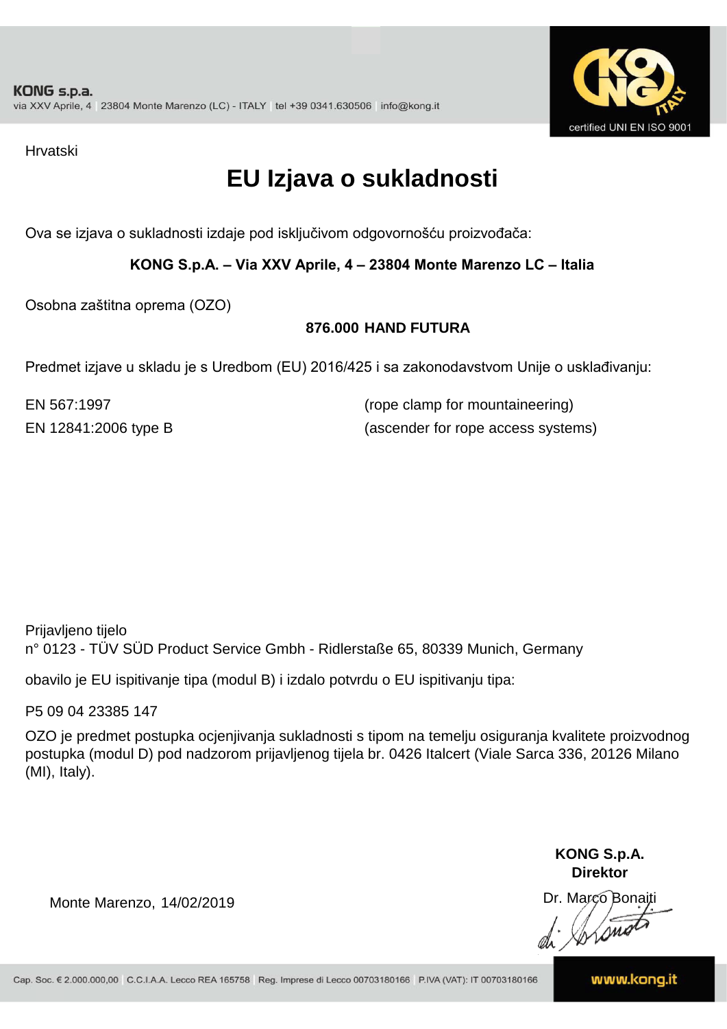Hrvatski

# EU Izjava o sukladnosti

Ova se izjava o sukladnosti izdaje pod isključivom odgovornošću proizvođača:

**KONG S.p.A. – Via XXV Aprile, 4 – 23804 Monte Marenzo LC – Italia**

Osobna zaštitna oprema (OZO)

**876.000 HAND FUTURA**

Predmet izjave u skladu je s Uredbom (EU) 2016/425 i sa zakonodavstvom Unije o usklađivanju:

| | |
|---|---|
| EN 567:1997 | (rope clamp for mountaineering) |
| EN 12841:2006 type B | (ascender for rope access systems) |

Prijavljeno tijelo
n° 0123 - TÜV SÜD Product Service Gmbh - Ridlerstaße 65, 80339 Munich, Germany

obavilo je EU ispitivanje tipa (modul B) i izdalo potvrdu o EU ispitivanju tipa:

P5 09 04 23385 147

OZO je predmet postupka ocjenjivanja sukladnosti s tipom na temelju osiguranja kvalitete proizvodnog postupka (modul D) pod nadzorom prijavljenog tijela br. 0426 Italcert (Viale Sarca 336, 20126 Milano (MI), Italy).

Monte Marenzo, 14/02/2019

**KONG S.p.A.**
**Direktor**
Dr. Marco Bonaiti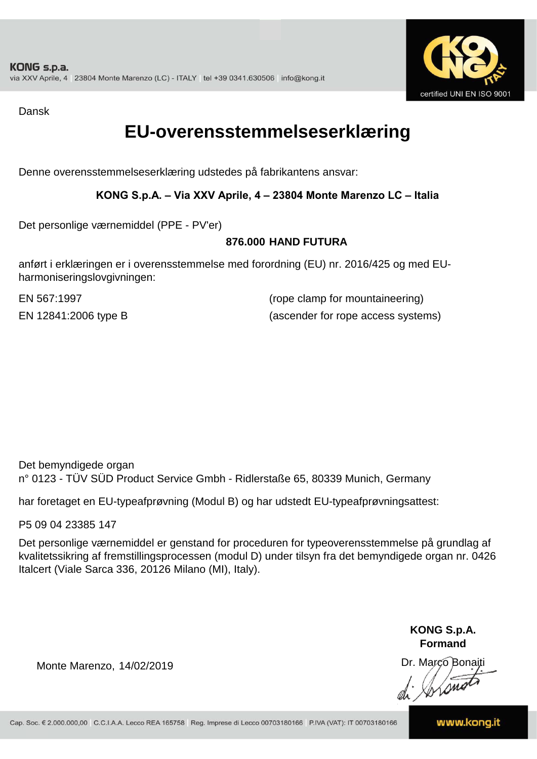KONG s.p.a.
via XXV Aprile, 4 | 23804 Monte Marenzo (LC) - ITALY | tel +39 0341.630506 | info@kong.it

certified UNI EN ISO 9001

Dansk

# EU-overensstemmelseserklæring

Denne overensstemmelseserklæring udstedes på fabrikantens ansvar:

**KONG S.p.A. – Via XXV Aprile, 4 – 23804 Monte Marenzo LC – Italia**

Det personlige værnemiddel (PPE - PV'er)

**876.000 HAND FUTURA**

anført i erklæringen er i overensstemmelse med forordning (EU) nr. 2016/425 og med EU-harmoniseringslovgivningen:

| | |
|---|---|
| EN 567:1997 | (rope clamp for mountaineering) |
| EN 12841:2006 type B | (ascender for rope access systems) |

Det bemyndigede organ
n° 0123 - TÜV SÜD Product Service Gmbh - Ridlerstaße 65, 80339 Munich, Germany

har foretaget en EU-typeafprøvning (Modul B) og har udstedt EU-typeafprøvningsattest:

P5 09 04 23385 147

Det personlige værnemiddel er genstand for proceduren for typeoverensstemmelse på grundlag af kvalitetssikring af fremstillingsprocessen (modul D) under tilsyn fra det bemyndigede organ nr. 0426 Italcert (Viale Sarca 336, 20126 Milano (MI), Italy).

Monte Marenzo, 14/02/2019

**KONG S.p.A.**
**Formand**
Dr. Marco Bonaiti

Cap. Soc. € 2.000.000,00 | C.C.I.A.A. Lecco REA 165758 | Reg. Imprese di Lecco 00703180166 | P.IVA (VAT): IT 00703180166

www.kong.it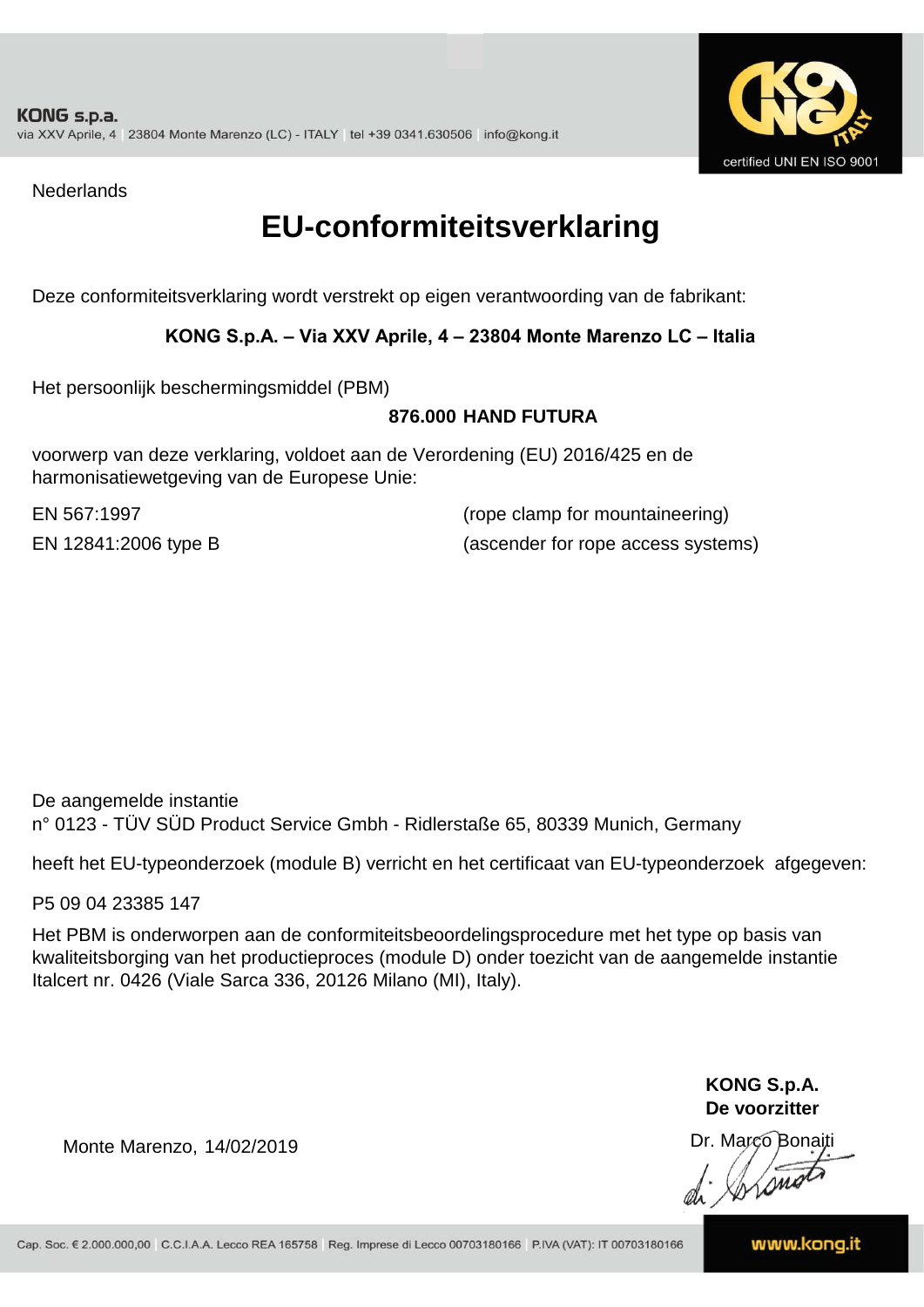KONG s.p.a.
via XXV Aprile, 4 | 23804 Monte Marenzo (LC) - ITALY | tel +39 0341.630506 | info@kong.it

certified UNI EN ISO 9001

Nederlands

# EU-conformiteitsverklaring

Deze conformiteitsverklaring wordt verstrekt op eigen verantwoording van de fabrikant:

**KONG S.p.A. – Via XXV Aprile, 4 – 23804 Monte Marenzo LC – Italia**

Het persoonlijk beschermingsmiddel (PBM)

**876.000 HAND FUTURA**

voorwerp van deze verklaring, voldoet aan de Verordening (EU) 2016/425 en de harmonisatiewetgeving van de Europese Unie:

EN 567:1997 (rope clamp for mountaineering)

EN 12841:2006 type B (ascender for rope access systems)

De aangemelde instantie
n° 0123 - TÜV SÜD Product Service Gmbh - Ridlerstaße 65, 80339 Munich, Germany

heeft het EU-typeonderzoek (module B) verricht en het certificaat van EU-typeonderzoek afgegeven:

P5 09 04 23385 147

Het PBM is onderworpen aan de conformiteitsbeoordelingsprocedure met het type op basis van kwaliteitsborging van het productieproces (module D) onder toezicht van de aangemelde instantie Italcert nr. 0426 (Viale Sarca 336, 20126 Milano (MI), Italy).

Monte Marenzo, 14/02/2019

**KONG S.p.A.**
**De voorzitter**
Dr. Marco Bonaiti

Cap. Soc. € 2.000.000,00 | C.C.I.A.A. Lecco REA 165758 | Reg. Imprese di Lecco 00703180166 | P.IVA (VAT): IT 00703180166

www.kong.it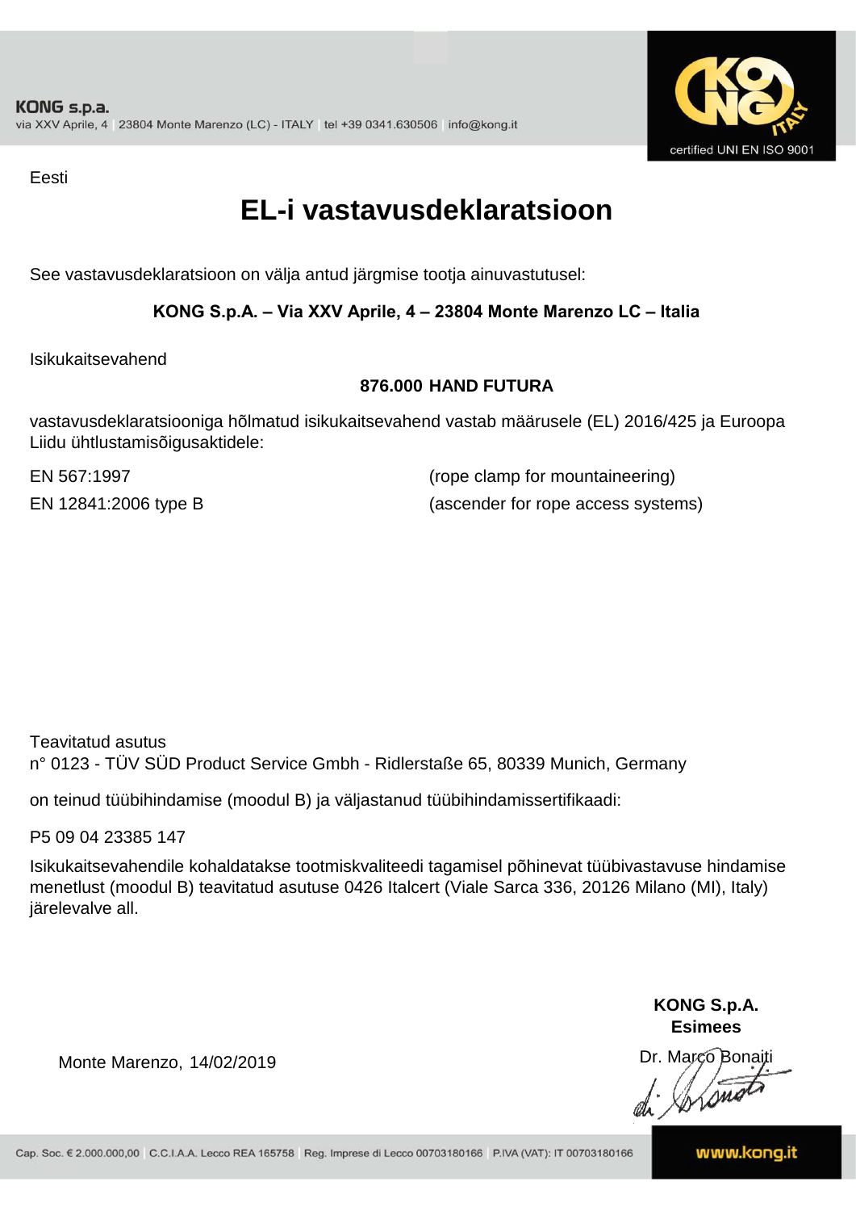KONG s.p.a.
via XXV Aprile, 4 | 23804 Monte Marenzo (LC) - ITALY | tel +39 0341.630506 | info@kong.it

certified UNI EN ISO 9001

Eesti

# EL-i vastavusdeklaratsioon

See vastavusdeklaratsioon on välja antud järgmise tootja ainuvastutusel:

**KONG S.p.A. – Via XXV Aprile, 4 – 23804 Monte Marenzo LC – Italia**

Isikukaitsevahend

**876.000 HAND FUTURA**

vastavusdeklaratsiooniga hõlmatud isikukaitsevahend vastab määrusele (EL) 2016/425 ja Euroopa Liidu ühtlustamisõigusaktidele:

EN 567:1997 (rope clamp for mountaineering)

EN 12841:2006 type B (ascender for rope access systems)

Teavitatud asutus
n° 0123 - TÜV SÜD Product Service Gmbh - Ridlerstaße 65, 80339 Munich, Germany

on teinud tüübihindamise (moodul B) ja väljastanud tüübihindamissertifikaadi:

P5 09 04 23385 147

Isikukaitsevahendile kohaldatakse tootmiskvaliteedi tagamisel põhinevat tüübivastavuse hindamise menetlust (moodul B) teavitatud asutuse 0426 Italcert (Viale Sarca 336, 20126 Milano (MI), Italy) järelevalve all.

Monte Marenzo, 14/02/2019

**KONG S.p.A.**
**Esimees**
Dr. Marco Bonaiti

Cap. Soc. € 2.000.000,00 | C.C.I.A.A. Lecco REA 165758 | Reg. Imprese di Lecco 00703180166 | P.IVA (VAT): IT 00703180166

www.kong.it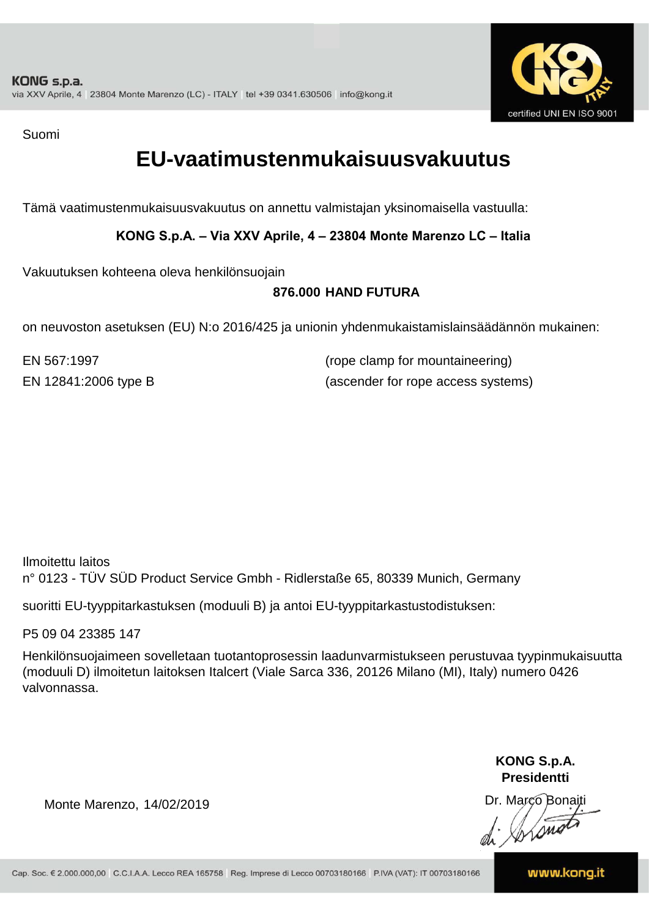KONG s.p.a.
via XXV Aprile, 4 | 23804 Monte Marenzo (LC) - ITALY | tel +39 0341.630506 | info@kong.it

certified UNI EN ISO 9001

Suomi

# EU-vaatimustenmukaisuusvakuutus

Tämä vaatimustenmukaisuusvakuutus on annettu valmistajan yksinomaisella vastuulla:

**KONG S.p.A. – Via XXV Aprile, 4 – 23804 Monte Marenzo LC – Italia**

Vakuutuksen kohteena oleva henkilönsuojain

**876.000 HAND FUTURA**

on neuvoston asetuksen (EU) N:o 2016/425 ja unionin yhdenmukaistamislainsäädännön mukainen:

| | |
|---|---|
| EN 567:1997 | (rope clamp for mountaineering) |
| EN 12841:2006 type B | (ascender for rope access systems) |

Ilmoitettu laitos
n° 0123 - TÜV SÜD Product Service Gmbh - Ridlerstaße 65, 80339 Munich, Germany

suoritti EU-tyyppitarkastuksen (moduuli B) ja antoi EU-tyyppitarkastustodistuksen:

P5 09 04 23385 147

Henkilönsuojaimeen sovelletaan tuotantoprosessin laadunvarmistukseen perustuvaa tyypinmukaisuutta (moduuli D) ilmoitetun laitoksen Italcert (Viale Sarca 336, 20126 Milano (MI), Italy) numero 0426 valvonnassa.

Monte Marenzo, 14/02/2019

**KONG S.p.A.**
**Presidentti**
Dr. Marco Bonaiti

Cap. Soc. € 2.000.000,00 | C.C.I.A.A. Lecco REA 165758 | Reg. Imprese di Lecco 00703180166 | P.IVA (VAT): IT 00703180166

www.kong.it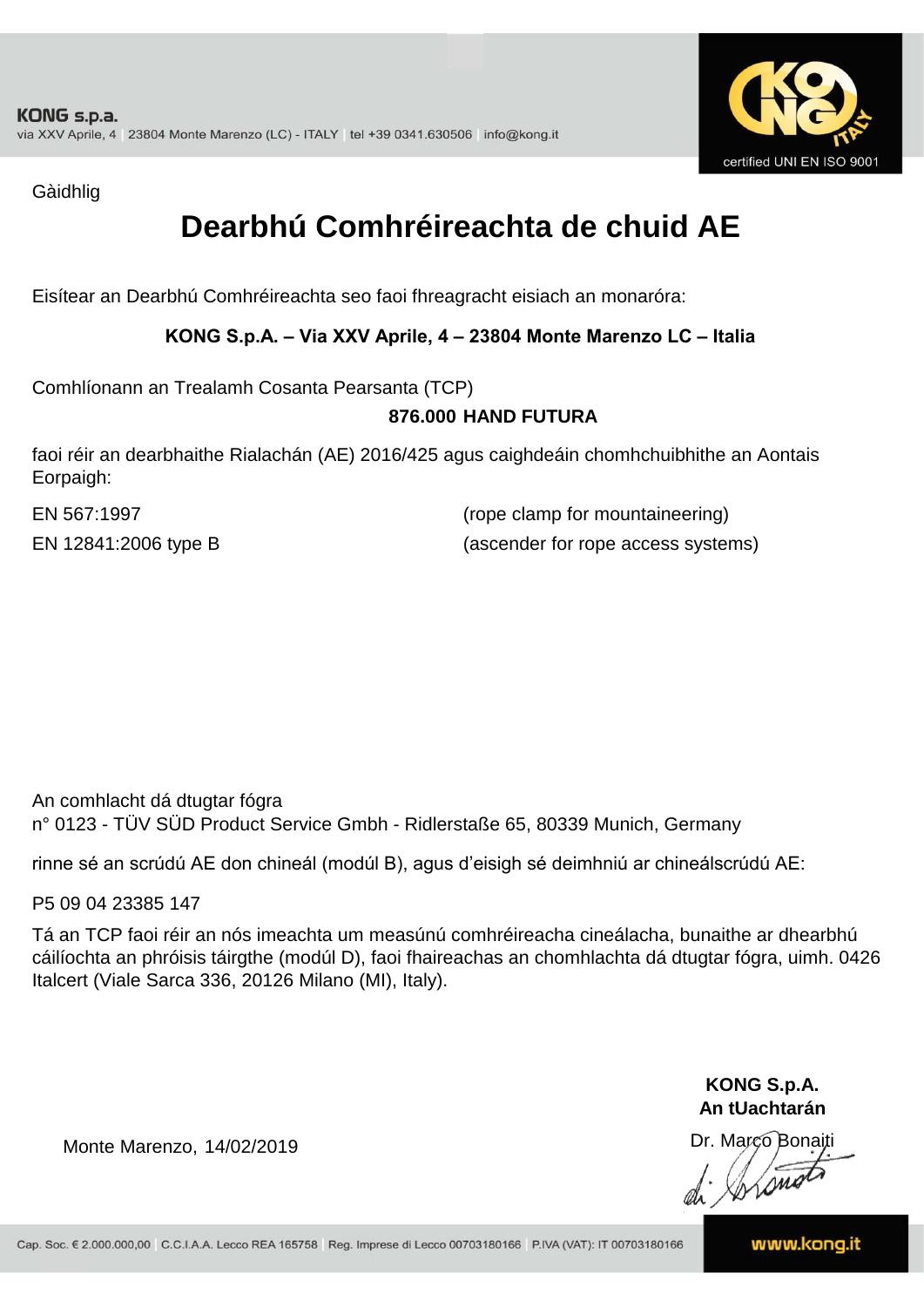KONG s.p.a.
via XXV Aprile, 4 | 23804 Monte Marenzo (LC) - ITALY | tel +39 0341.630506 | info@kong.it

certified UNI EN ISO 9001

Gàidhlig

# Dearbhú Comhréireachta de chuid AE

Eisítear an Dearbhú Comhréireachta seo faoi fhreagracht eisiach an monaróra:

**KONG S.p.A. – Via XXV Aprile, 4 – 23804 Monte Marenzo LC – Italia**

Comhlíonann an Trealamh Cosanta Pearsanta (TCP)

**876.000 HAND FUTURA**

faoi réir an dearbhaithe Rialachán (AE) 2016/425 agus caighdeáin chomhchuibhithe an Aontais Eorpaigh:

EN 567:1997 (rope clamp for mountaineering)
EN 12841:2006 type B (ascender for rope access systems)

An comhlacht dá dtugtar fógra
n° 0123 - TÜV SÜD Product Service Gmbh - Ridlerstaße 65, 80339 Munich, Germany

rinne sé an scrúdú AE don chineál (modúl B), agus d'eisigh sé deimhniú ar chineálscrúdú AE:

P5 09 04 23385 147

Tá an TCP faoi réir an nós imeachta um measúnú comhréireacha cineálacha, bunaithe ar dhearbhú cáilíochta an phróisis táirgthe (modúl D), faoi fhaireachas an chomhlachta dá dtugtar fógra, uimh. 0426 Italcert (Viale Sarca 336, 20126 Milano (MI), Italy).

Monte Marenzo, 14/02/2019

**KONG S.p.A.**
**An tUachtarán**
Dr. Marco Bonaiti

Cap. Soc. € 2.000.000,00 | C.C.I.A.A. Lecco REA 165758 | Reg. Imprese di Lecco 00703180166 | P.IVA (VAT): IT 00703180166 www.kong.it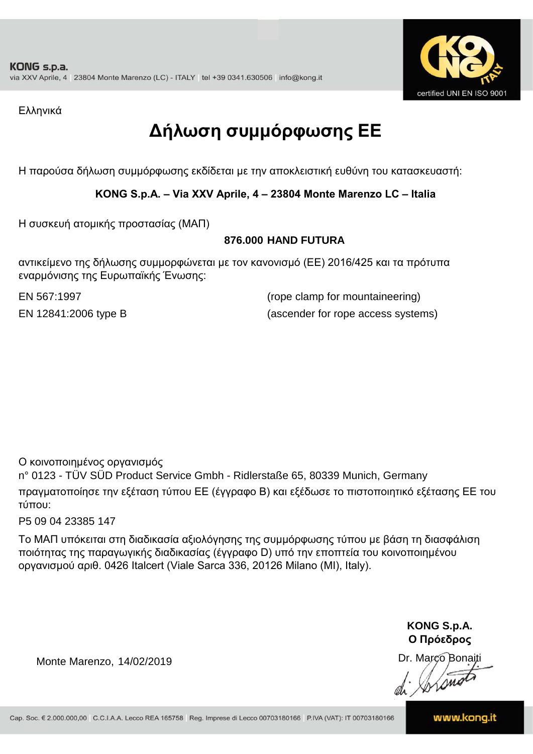KONG s.p.a.
via XXV Aprile, 4 | 23804 Monte Marenzo (LC) - ITALY | tel +39 0341.630506 | info@kong.it

certified UNI EN ISO 9001

Ελληνικά

# Δήλωση συμμόρφωσης ΕΕ

Η παρούσα δήλωση συμμόρφωσης εκδίδεται με την αποκλειστική ευθύνη του κατασκευαστή:

**KONG S.p.A. – Via XXV Aprile, 4 – 23804 Monte Marenzo LC – Italia**

Η συσκευή ατομικής προστασίας (ΜΑΠ)

**876.000 HAND FUTURA**

αντικείμενο της δήλωσης συμμορφώνεται με τον κανονισμό (ΕΕ) 2016/425 και τα πρότυπα εναρμόνισης της Ευρωπαϊκής Ένωσης:

| | |
|---|---|
| EN 567:1997 | (rope clamp for mountaineering) |
| EN 12841:2006 type B | (ascender for rope access systems) |

Ο κοινοποιημένος οργανισμός
n° 0123 - TÜV SÜD Product Service Gmbh - Ridlerstaße 65, 80339 Munich, Germany
πραγματοποίησε την εξέταση τύπου ΕΕ (έγγραφο B) και εξέδωσε το πιστοποιητικό εξέτασης ΕΕ του τύπου:

P5 09 04 23385 147

Το ΜΑΠ υπόκειται στη διαδικασία αξιολόγησης της συμμόρφωσης τύπου με βάση τη διασφάλιση ποιότητας της παραγωγικής διαδικασίας (έγγραφο D) υπό την εποπτεία του κοινοποιημένου οργανισμού αριθ. 0426 Italcert (Viale Sarca 336, 20126 Milano (MI), Italy).

Monte Marenzo, 14/02/2019

**KONG S.p.A.**
**Ο Πρόεδρος**
Dr. Marco Bonaiti

Cap. Soc. € 2.000.000,00 | C.C.I.A.A. Lecco REA 165758 | Reg. Imprese di Lecco 00703180166 | P.IVA (VAT): IT 00703180166

www.kong.it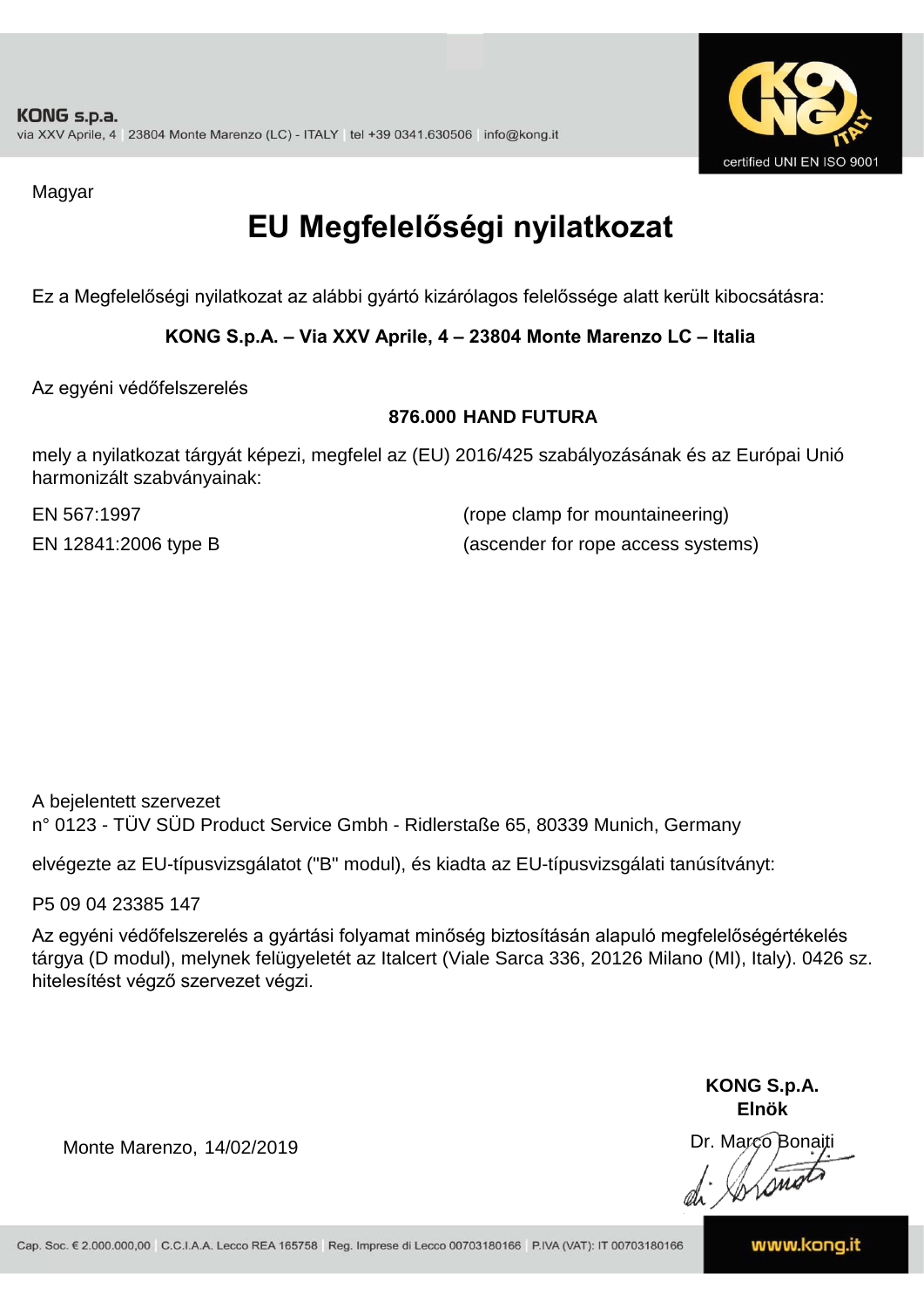KONG s.p.a.
via XXV Aprile, 4 | 23804 Monte Marenzo (LC) - ITALY | tel +39 0341.630506 | info@kong.it

certified UNI EN ISO 9001

Magyar

# EU Megfelelőségi nyilatkozat

Ez a Megfelelőségi nyilatkozat az alábbi gyártó kizárólagos felelőssége alatt került kibocsátásra:

**KONG S.p.A. – Via XXV Aprile, 4 – 23804 Monte Marenzo LC – Italia**

Az egyéni védőfelszerelés

**876.000 HAND FUTURA**

mely a nyilatkozat tárgyát képezi, megfelel az (EU) 2016/425 szabályozásának és az Európai Unió harmonizált szabványainak:

| | |
|---|---|
| EN 567:1997 | (rope clamp for mountaineering) |
| EN 12841:2006 type B | (ascender for rope access systems) |

A bejelentett szervezet
n° 0123 - TÜV SÜD Product Service Gmbh - Ridlerstaße 65, 80339 Munich, Germany

elvégezte az EU-típusvizsgálatot ("B" modul), és kiadta az EU-típusvizsgálati tanúsítványt:

P5 09 04 23385 147

Az egyéni védőfelszerelés a gyártási folyamat minőség biztosításán alapuló megfelelőségértékelés tárgya (D modul), melynek felügyeletét az Italcert (Viale Sarca 336, 20126 Milano (MI), Italy). 0426 sz. hitelesítést végző szervezet végzi.

Monte Marenzo, 14/02/2019

**KONG S.p.A.**
**Elnök**
Dr. Marco Bonaiti

Cap. Soc. € 2.000.000,00 | C.C.I.A.A. Lecco REA 165758 | Reg. Imprese di Lecco 00703180166 | P.IVA (VAT): IT 00703180166

www.kong.it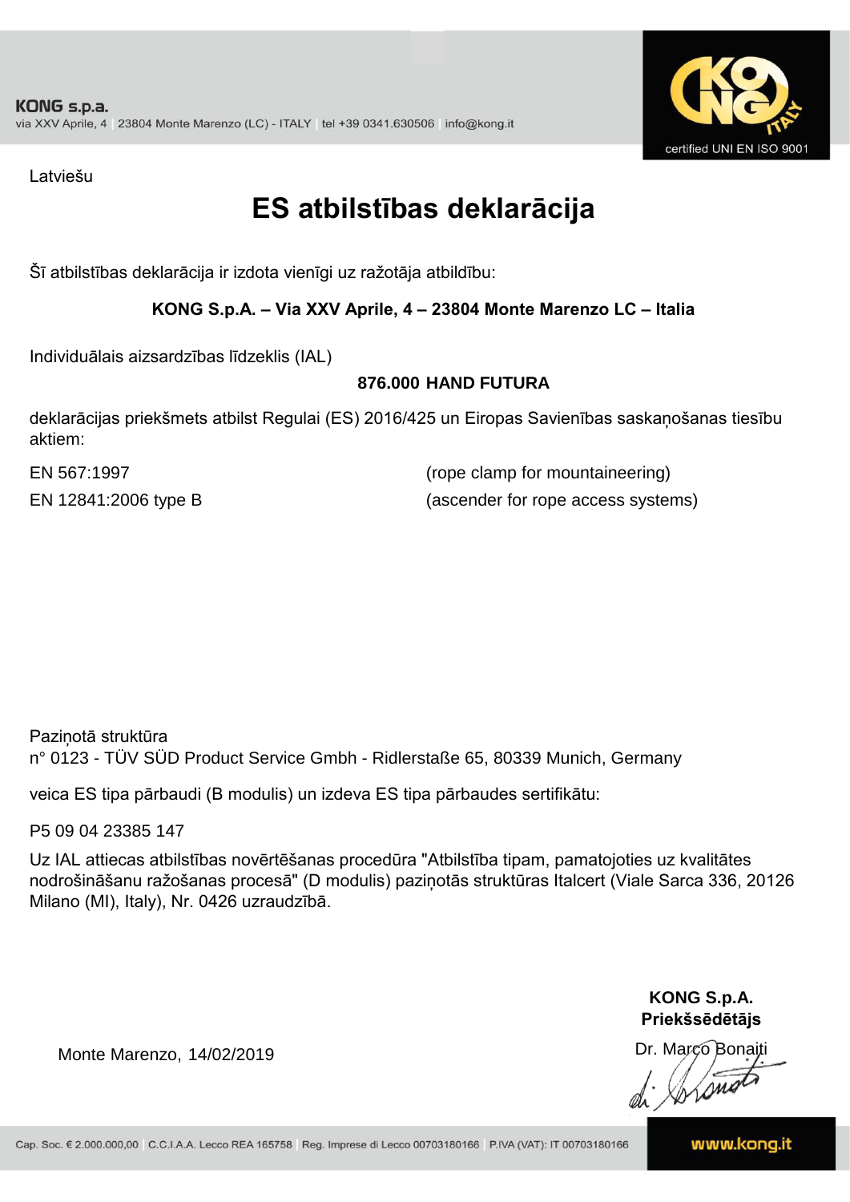KONG s.p.a.
via XXV Aprile, 4 | 23804 Monte Marenzo (LC) - ITALY | tel +39 0341.630506 | info@kong.it

certified UNI EN ISO 9001

Latviešu

# ES atbilstības deklarācija

Šī atbilstības deklarācija ir izdota vienīgi uz ražotāja atbildību:

**KONG S.p.A. – Via XXV Aprile, 4 – 23804 Monte Marenzo LC – Italia**

Individuālais aizsardzības līdzeklis (IAL)

**876.000 HAND FUTURA**

deklarācijas priekšmets atbilst Regulai (ES) 2016/425 un Eiropas Savienības saskaņošanas tiesību aktiem:

EN 567:1997 (rope clamp for mountaineering)

EN 12841:2006 type B (ascender for rope access systems)

Paziņotā struktūra
n° 0123 - TÜV SÜD Product Service Gmbh - Ridlerstaße 65, 80339 Munich, Germany

veica ES tipa pārbaudi (B modulis) un izdeva ES tipa pārbaudes sertifikātu:

P5 09 04 23385 147

Uz IAL attiecas atbilstības novērtēšanas procedūra "Atbilstība tipam, pamatojoties uz kvalitātes nodrošināšanu ražošanas procesā" (D modulis) paziņotās struktūras Italcert (Viale Sarca 336, 20126 Milano (MI), Italy), Nr. 0426 uzraudzībā.

Monte Marenzo, 14/02/2019

**KONG S.p.A.**
**Priekšsēdētājs**
Dr. Marco Bonaiti

Cap. Soc. € 2.000.000,00 | C.C.I.A.A. Lecco REA 165758 | Reg. Imprese di Lecco 00703180166 | P.IVA (VAT): IT 00703180166 | www.kong.it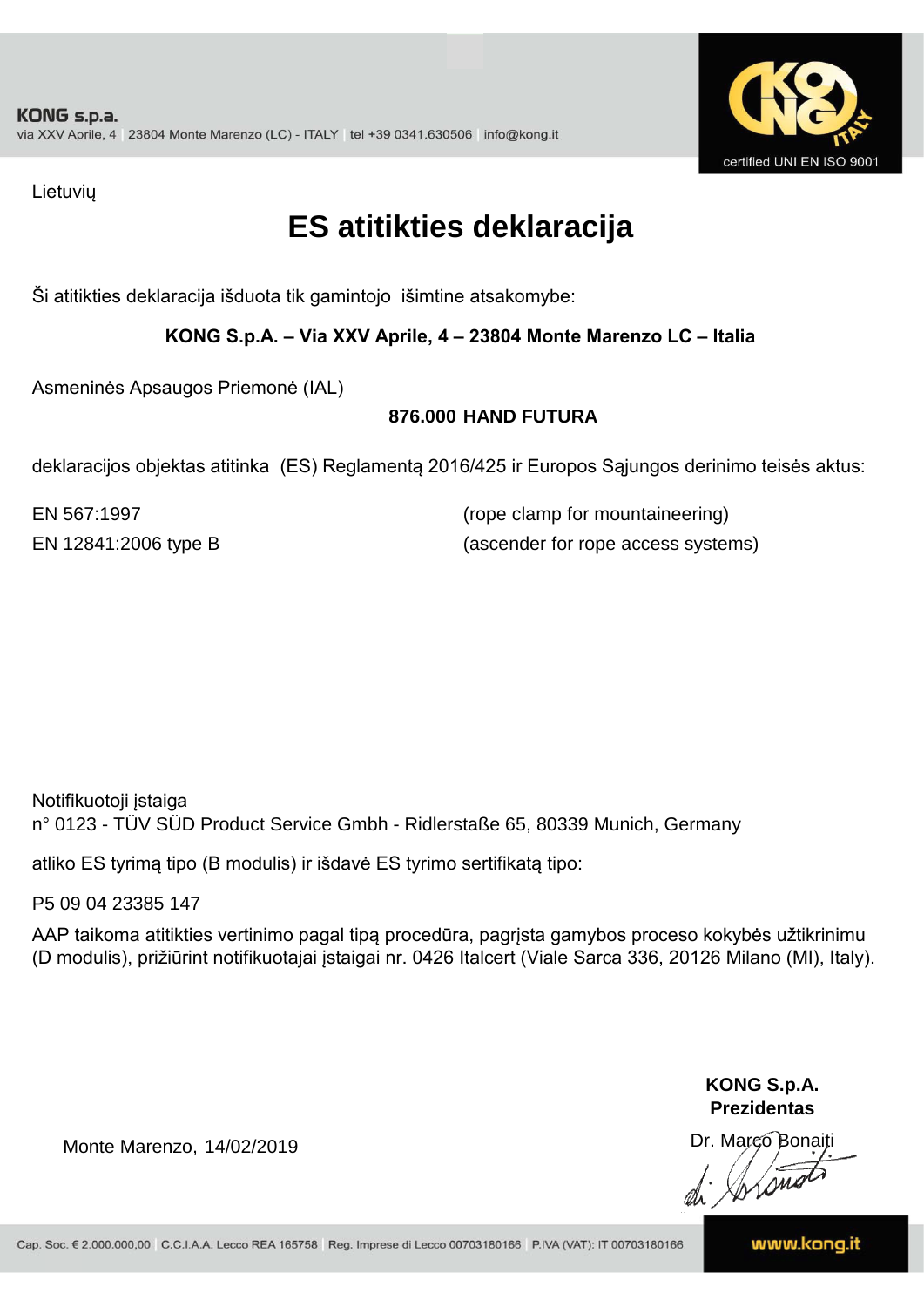KONG s.p.a.
via XXV Aprile, 4 | 23804 Monte Marenzo (LC) - ITALY | tel +39 0341.630506 | info@kong.it

certified UNI EN ISO 9001

Lietuvių

# ES atitikties deklaracija

Ši atitikties deklaracija išduota tik gamintojo išimtine atsakomybe:

**KONG S.p.A. – Via XXV Aprile, 4 – 23804 Monte Marenzo LC – Italia**

Asmeninės Apsaugos Priemonė (IAL)

**876.000 HAND FUTURA**

deklaracijos objektas atitinka (ES) Reglamentą 2016/425 ir Europos Sąjungos derinimo teisės aktus:

EN 567:1997 (rope clamp for mountaineering)

EN 12841:2006 type B (ascender for rope access systems)

Notifikuotoji įstaiga
n° 0123 - TÜV SÜD Product Service Gmbh - Ridlerstaße 65, 80339 Munich, Germany

atliko ES tyrimą tipo (B modulis) ir išdavė ES tyrimo sertifikatą tipo:

P5 09 04 23385 147

AAP taikoma atitikties vertinimo pagal tipą procedūra, pagrįsta gamybos proceso kokybės užtikrinimu (D modulis), prižiūrint notifikuotajai įstaigai nr. 0426 Italcert (Viale Sarca 336, 20126 Milano (MI), Italy).

**KONG S.p.A.**
**Prezidentas**

Monte Marenzo, 14/02/2019

Dr. Marco Bonaiti

Cap. Soc. € 2.000.000,00 | C.C.I.A.A. Lecco REA 165758 | Reg. Imprese di Lecco 00703180166 | P.IVA (VAT): IT 00703180166

www.kong.it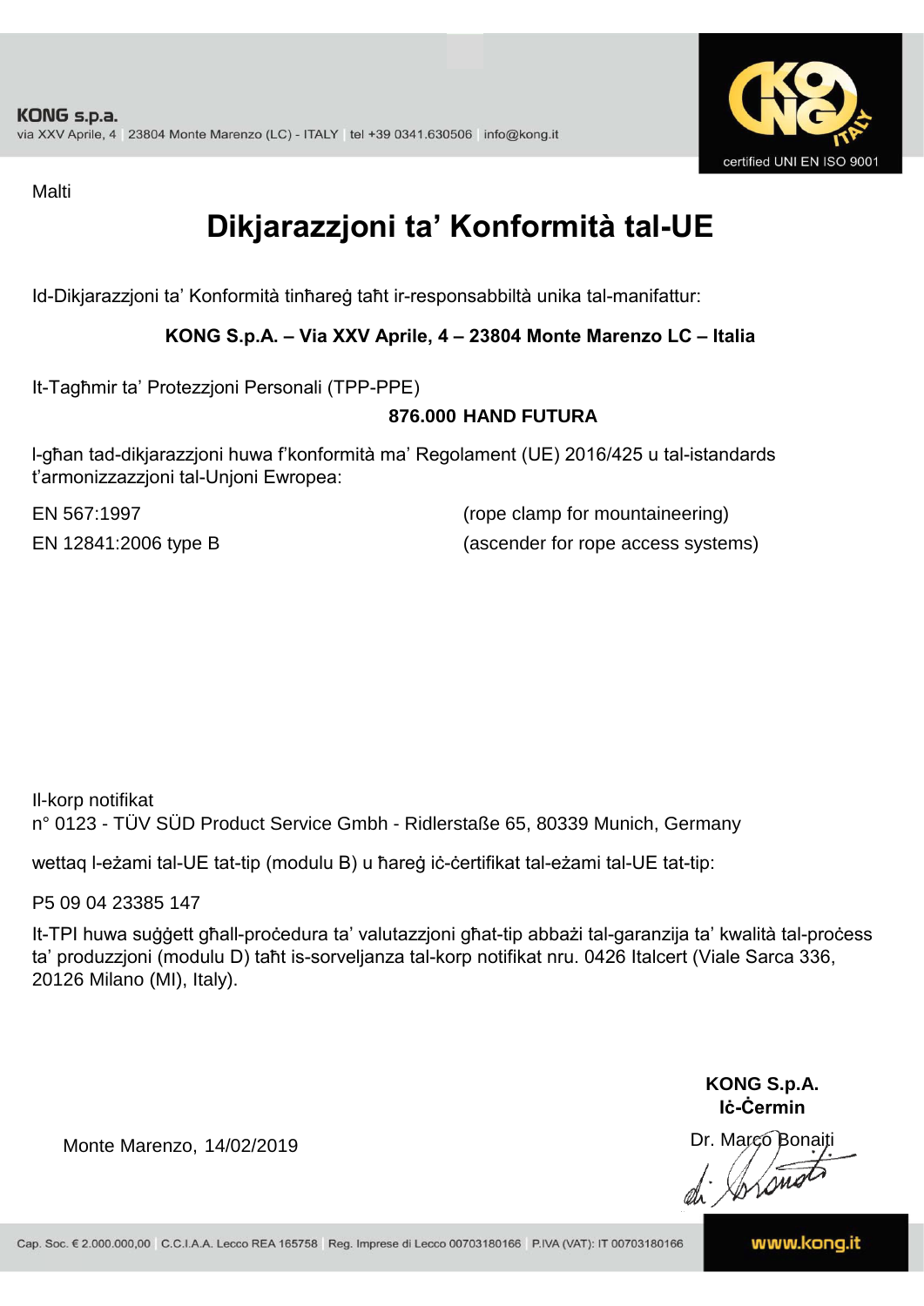Malti

# Dikjarazzjoni ta' Konformità tal-UE

Id-Dikjarazzjoni ta' Konformità tinħareġ taħt ir-responsabbiltà unika tal-manifattur:

**KONG S.p.A. – Via XXV Aprile, 4 – 23804 Monte Marenzo LC – Italia**

It-Tagħmir ta' Protezzjoni Personali (TPP-PPE)

**876.000 HAND FUTURA**

l-għan tad-dikjarazzjoni huwa f'konformità ma' Regolament (UE) 2016/425 u tal-istandards t'armonizzazzjoni tal-Unjoni Ewropea:

EN 567:1997 (rope clamp for mountaineering)

EN 12841:2006 type B (ascender for rope access systems)

Il-korp notifikat
n° 0123 - TÜV SÜD Product Service Gmbh - Ridlerstaße 65, 80339 Munich, Germany

wettaq l-eżami tal-UE tat-tip (modulu B) u ħareġ iċ-ċertifikat tal-eżami tal-UE tat-tip:

P5 09 04 23385 147

It-TPI huwa suġġett għall-proċedura ta' valutazzjoni għat-tip abbażi tal-garanzija ta' kwalità tal-proċess ta' produzzjoni (modulu D) taħt is-sorveljanza tal-korp notifikat nru. 0426 Italcert (Viale Sarca 336, 20126 Milano (MI), Italy).

Monte Marenzo, 14/02/2019

**KONG S.p.A.**
**Iċ-Ċermin**
Dr. Marco Bonaiti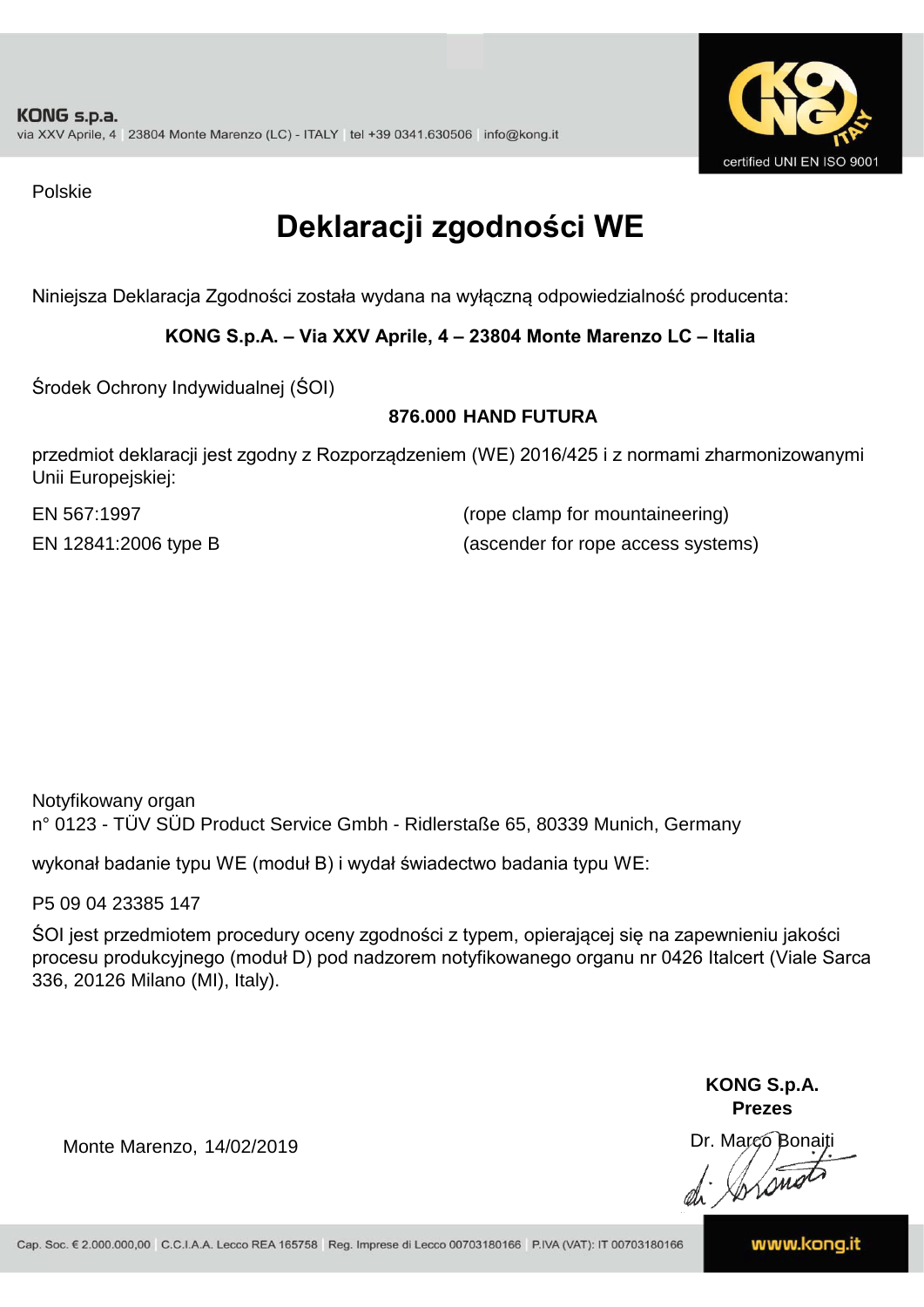KONG s.p.a.
via XXV Aprile, 4 | 23804 Monte Marenzo (LC) - ITALY | tel +39 0341.630506 | info@kong.it

certified UNI EN ISO 9001

Polskie

# Deklaracji zgodności WE

Niniejsza Deklaracja Zgodności została wydana na wyłączną odpowiedzialność producenta:

**KONG S.p.A. – Via XXV Aprile, 4 – 23804 Monte Marenzo LC – Italia**

Środek Ochrony Indywidualnej (ŚOI)

**876.000 HAND FUTURA**

przedmiot deklaracji jest zgodny z Rozporządzeniem (WE) 2016/425 i z normami zharmonizowanymi Unii Europejskiej:

EN 567:1997 (rope clamp for mountaineering)

EN 12841:2006 type B (ascender for rope access systems)

Notyfikowany organ
n° 0123 - TÜV SÜD Product Service Gmbh - Ridlerstaße 65, 80339 Munich, Germany

wykonał badanie typu WE (moduł B) i wydał świadectwo badania typu WE:

P5 09 04 23385 147

ŚOI jest przedmiotem procedury oceny zgodności z typem, opierającej się na zapewnieniu jakości procesu produkcyjnego (moduł D) pod nadzorem notyfikowanego organu nr 0426 Italcert (Viale Sarca 336, 20126 Milano (MI), Italy).

Monte Marenzo, 14/02/2019

**KONG S.p.A.**
**Prezes**
Dr. Marco Bonaiti

Cap. Soc. € 2.000.000,00 | C.C.I.A.A. Lecco REA 165758 | Reg. Imprese di Lecco 00703180166 | P.IVA (VAT): IT 00703180166

www.kong.it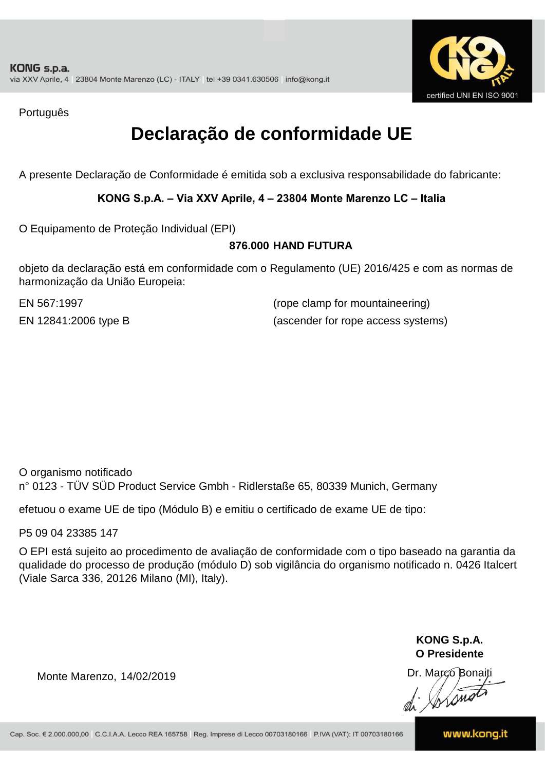Português

# Declaração de conformidade UE

A presente Declaração de Conformidade é emitida sob a exclusiva responsabilidade do fabricante:

**KONG S.p.A. – Via XXV Aprile, 4 – 23804 Monte Marenzo LC – Italia**

O Equipamento de Proteção Individual (EPI)

**876.000 HAND FUTURA**

objeto da declaração está em conformidade com o Regulamento (UE) 2016/425 e com as normas de harmonização da União Europeia:

| | |
|---|---|
| EN 567:1997 | (rope clamp for mountaineering) |
| EN 12841:2006 type B | (ascender for rope access systems) |

O organismo notificado
n° 0123 - TÜV SÜD Product Service Gmbh - Ridlerstaße 65, 80339 Munich, Germany

efetuou o exame UE de tipo (Módulo B) e emitiu o certificado de exame UE de tipo:

P5 09 04 23385 147

O EPI está sujeito ao procedimento de avaliação de conformidade com o tipo baseado na garantia da qualidade do processo de produção (módulo D) sob vigilância do organismo notificado n. 0426 Italcert (Viale Sarca 336, 20126 Milano (MI), Italy).

Monte Marenzo, 14/02/2019

**KONG S.p.A.**
**O Presidente**
Dr. Marco Bonaiti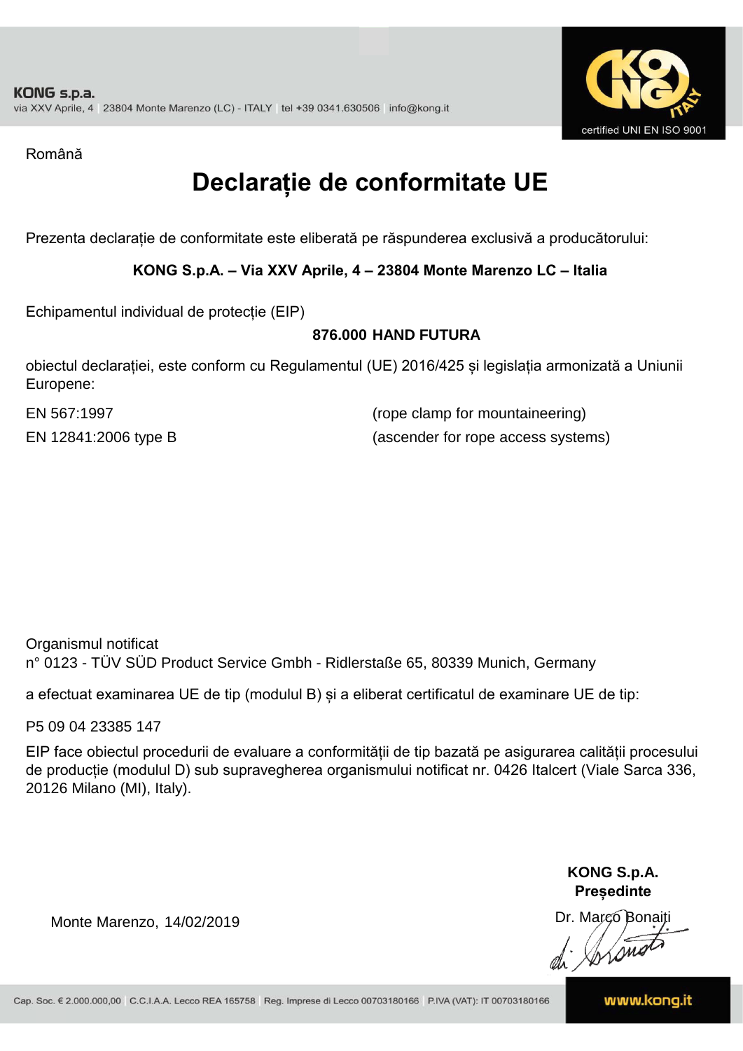Română

# Declarație de conformitate UE

Prezenta declarație de conformitate este eliberată pe răspunderea exclusivă a producătorului:

**KONG S.p.A. – Via XXV Aprile, 4 – 23804 Monte Marenzo LC – Italia**

Echipamentul individual de protecție (EIP)

**876.000 HAND FUTURA**

obiectul declarației, este conform cu Regulamentul (UE) 2016/425 și legislația armonizată a Uniunii Europene:

| | |
|---|---|
| EN 567:1997 | (rope clamp for mountaineering) |
| EN 12841:2006 type B | (ascender for rope access systems) |

Organismul notificat
n° 0123 - TÜV SÜD Product Service Gmbh - Ridlerstaße 65, 80339 Munich, Germany

a efectuat examinarea UE de tip (modulul B) și a eliberat certificatul de examinare UE de tip:

P5 09 04 23385 147

EIP face obiectul procedurii de evaluare a conformității de tip bazată pe asigurarea calității procesului de producție (modulul D) sub supravegherea organismului notificat nr. 0426 Italcert (Viale Sarca 336, 20126 Milano (MI), Italy).

Monte Marenzo, 14/02/2019

**KONG S.p.A.**
**Președinte**
Dr. Marco Bonaiti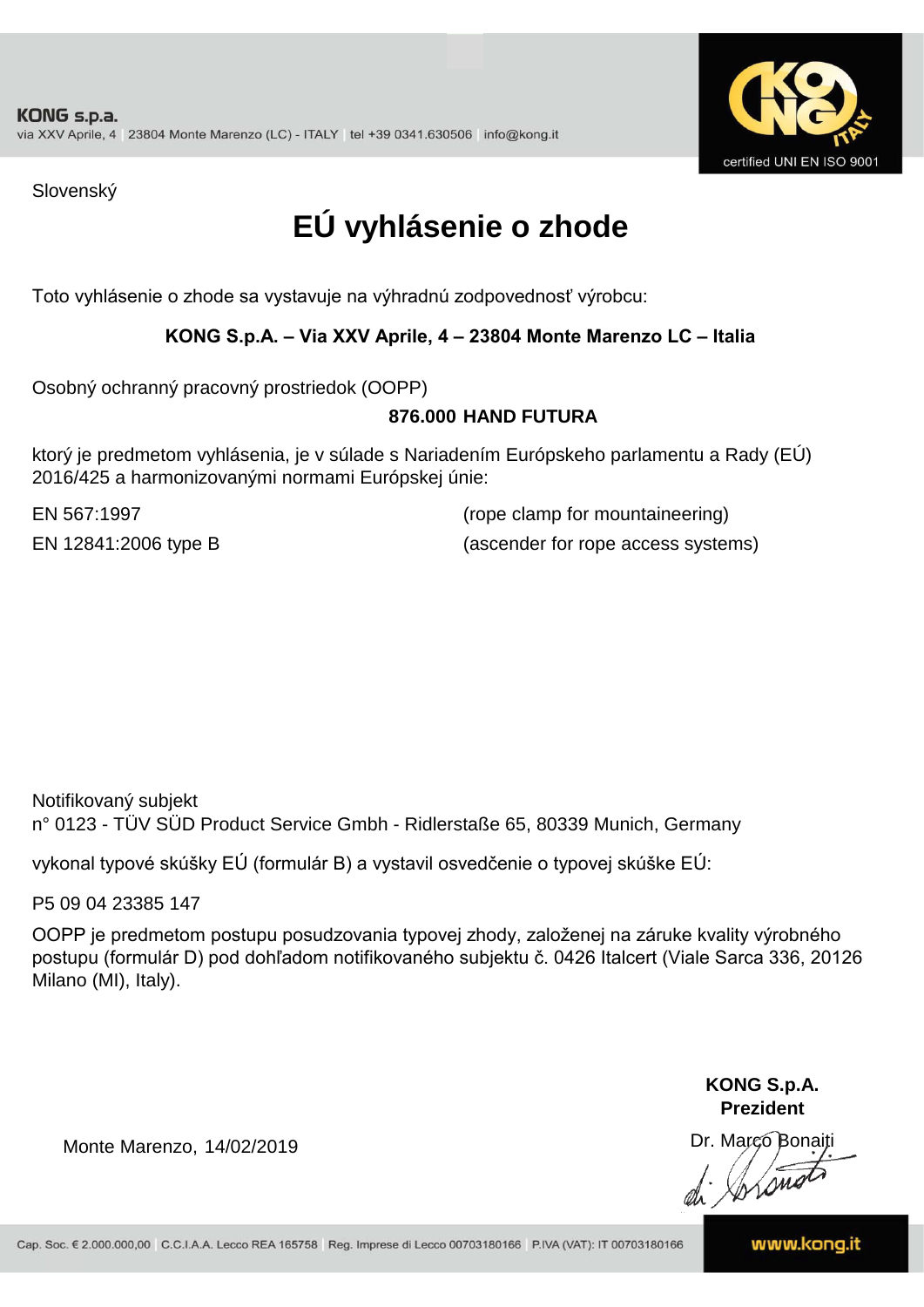KONG s.p.a.
via XXV Aprile, 4 | 23804 Monte Marenzo (LC) - ITALY | tel +39 0341.630506 | info@kong.it

certified UNI EN ISO 9001

Slovenský

# EÚ vyhlásenie o zhode

Toto vyhlásenie o zhode sa vystavuje na výhradnú zodpovednosť výrobcu:

**KONG S.p.A. – Via XXV Aprile, 4 – 23804 Monte Marenzo LC – Italia**

Osobný ochranný pracovný prostriedok (OOPP)

**876.000 HAND FUTURA**

ktorý je predmetom vyhlásenia, je v súlade s Nariadením Európskeho parlamentu a Rady (EÚ) 2016/425 a harmonizovanými normami Európskej únie:

| | |
|---|---|
| EN 567:1997 | (rope clamp for mountaineering) |
| EN 12841:2006 type B | (ascender for rope access systems) |

Notifikovaný subjekt
n° 0123 - TÜV SÜD Product Service Gmbh - Ridlerstaße 65, 80339 Munich, Germany

vykonal typové skúšky EÚ (formulár B) a vystavil osvedčenie o typovej skúške EÚ:

P5 09 04 23385 147

OOPP je predmetom postupu posudzovania typovej zhody, založenej na záruke kvality výrobného postupu (formulár D) pod dohľadom notifikovaného subjektu č. 0426 Italcert (Viale Sarca 336, 20126 Milano (MI), Italy).

Monte Marenzo, 14/02/2019

**KONG S.p.A.**
**Prezident**
Dr. Marco Bonaiti

Cap. Soc. € 2.000.000,00 | C.C.I.A.A. Lecco REA 165758 | Reg. Imprese di Lecco 00703180166 | P.IVA (VAT): IT 00703180166

www.kong.it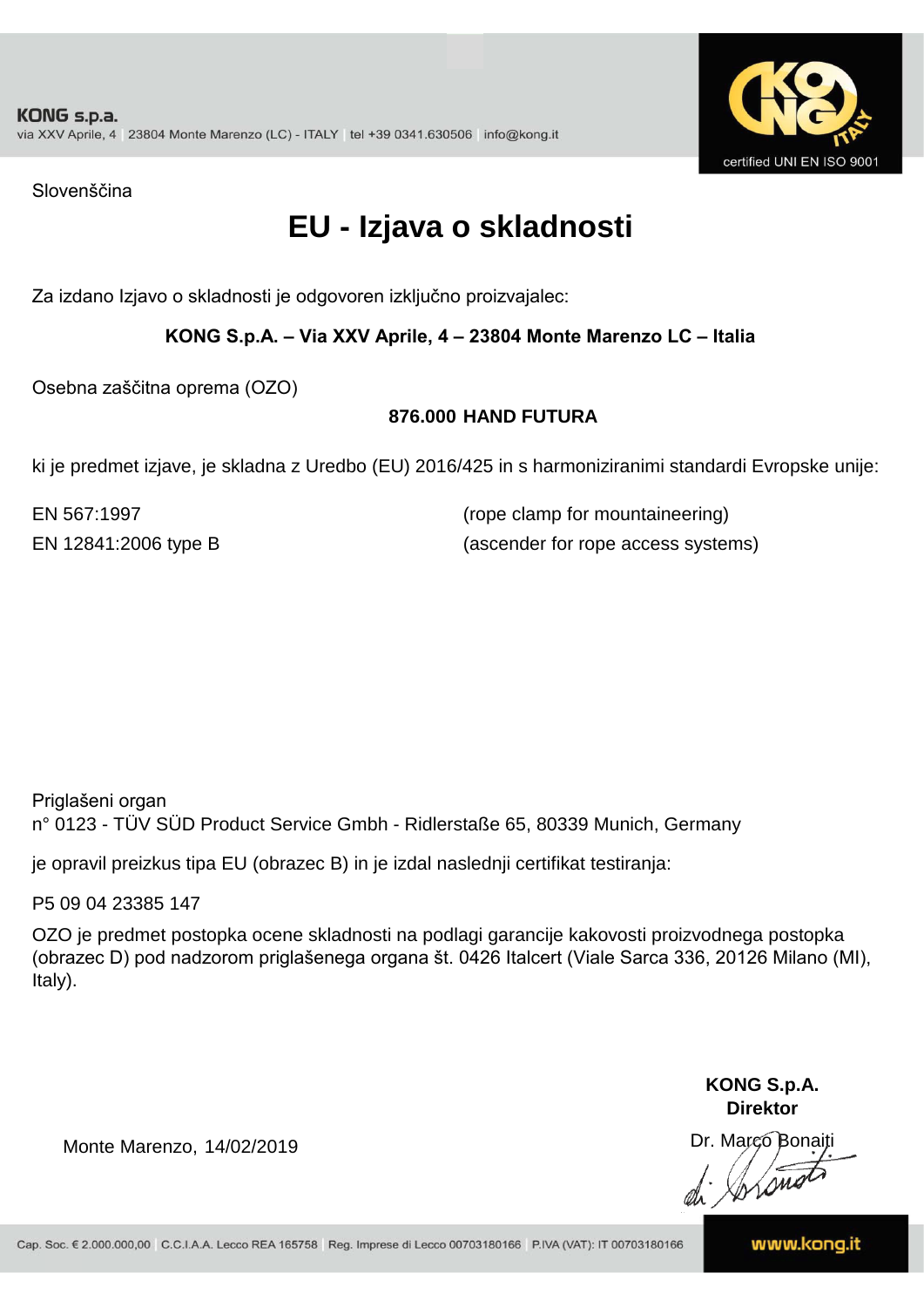Slovenščina

# EU - Izjava o skladnosti

Za izdano Izjavo o skladnosti je odgovoren izključno proizvajalec:

**KONG S.p.A. – Via XXV Aprile, 4 – 23804 Monte Marenzo LC – Italia**

Osebna zaščitna oprema (OZO)

**876.000 HAND FUTURA**

ki je predmet izjave, je skladna z Uredbo (EU) 2016/425 in s harmoniziranimi standardi Evropske unije:

| | |
|---|---|
| EN 567:1997 | (rope clamp for mountaineering) |
| EN 12841:2006 type B | (ascender for rope access systems) |

Priglašeni organ
n° 0123 - TÜV SÜD Product Service Gmbh - Ridlerstaße 65, 80339 Munich, Germany

je opravil preizkus tipa EU (obrazec B) in je izdal naslednji certifikat testiranja:

P5 09 04 23385 147

OZO je predmet postopka ocene skladnosti na podlagi garancije kakovosti proizvodnega postopka (obrazec D) pod nadzorom priglašenega organa št. 0426 Italcert (Viale Sarca 336, 20126 Milano (MI), Italy).

Monte Marenzo, 14/02/2019

**KONG S.p.A.**
**Direktor**
Dr. Marco Bonaiti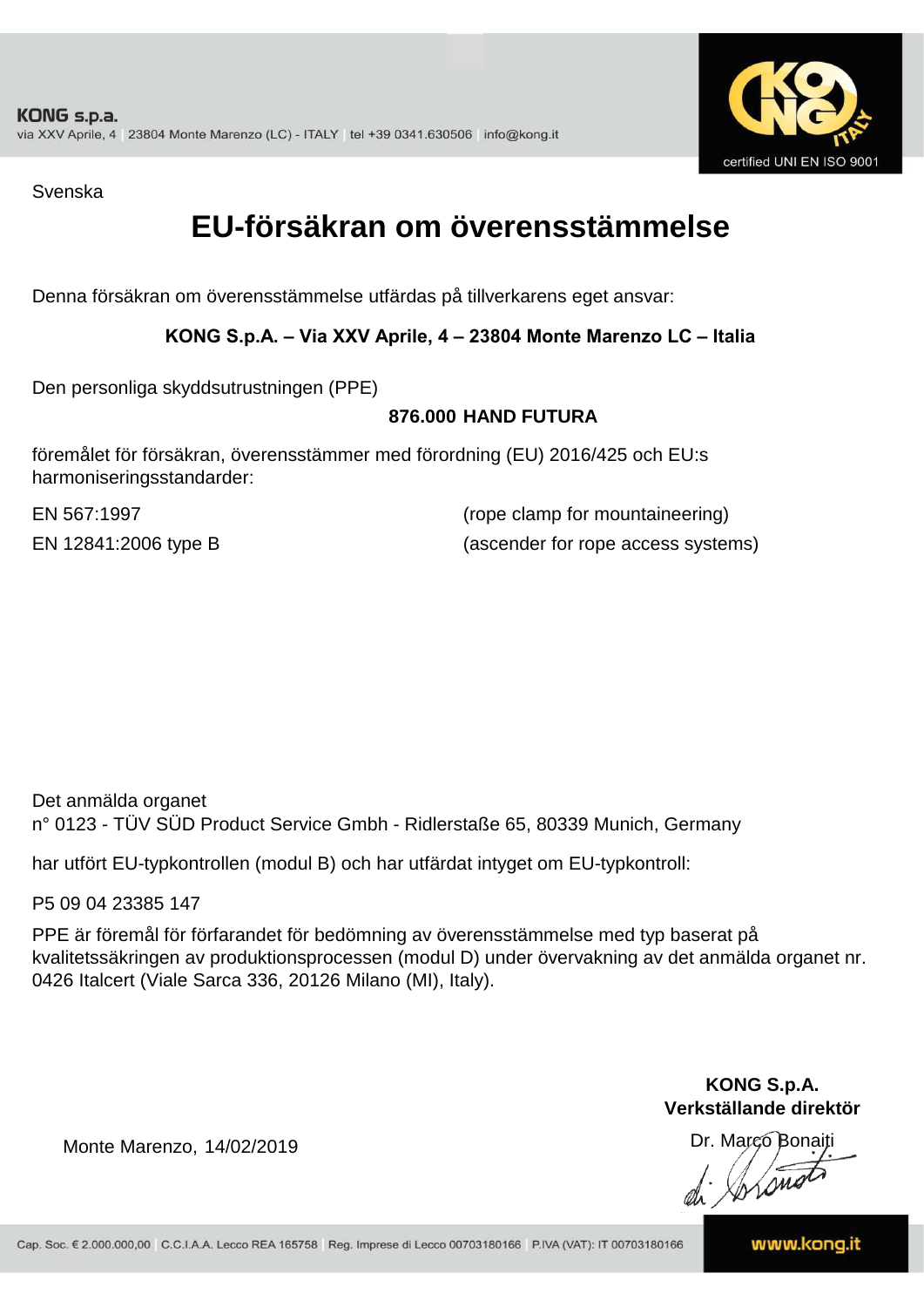KONG s.p.a.
via XXV Aprile, 4 | 23804 Monte Marenzo (LC) - ITALY | tel +39 0341.630506 | info@kong.it

certified UNI EN ISO 9001

Svenska

# EU-försäkran om överensstämmelse

Denna försäkran om överensstämmelse utfärdas på tillverkarens eget ansvar:

**KONG S.p.A. – Via XXV Aprile, 4 – 23804 Monte Marenzo LC – Italia**

Den personliga skyddsutrustningen (PPE)

**876.000 HAND FUTURA**

föremålet för försäkran, överensstämmer med förordning (EU) 2016/425 och EU:s harmoniseringsstandarder:

| | |
|---|---|
| EN 567:1997 | (rope clamp for mountaineering) |
| EN 12841:2006 type B | (ascender for rope access systems) |

Det anmälda organet
n° 0123 - TÜV SÜD Product Service Gmbh - Ridlerstaße 65, 80339 Munich, Germany

har utfört EU-typkontrollen (modul B) och har utfärdat intyget om EU-typkontroll:

P5 09 04 23385 147

PPE är föremål för förfarandet för bedömning av överensstämmelse med typ baserat på kvalitetssäkringen av produktionsprocessen (modul D) under övervakning av det anmälda organet nr. 0426 Italcert (Viale Sarca 336, 20126 Milano (MI), Italy).

Monte Marenzo, 14/02/2019

**KONG S.p.A.**
**Verkställande direktör**
Dr. Marco Bonaiti

Cap. Soc. € 2.000.000,00 | C.C.I.A.A. Lecco REA 165758 | Reg. Imprese di Lecco 00703180166 | P.IVA (VAT): IT 00703180166

www.kong.it